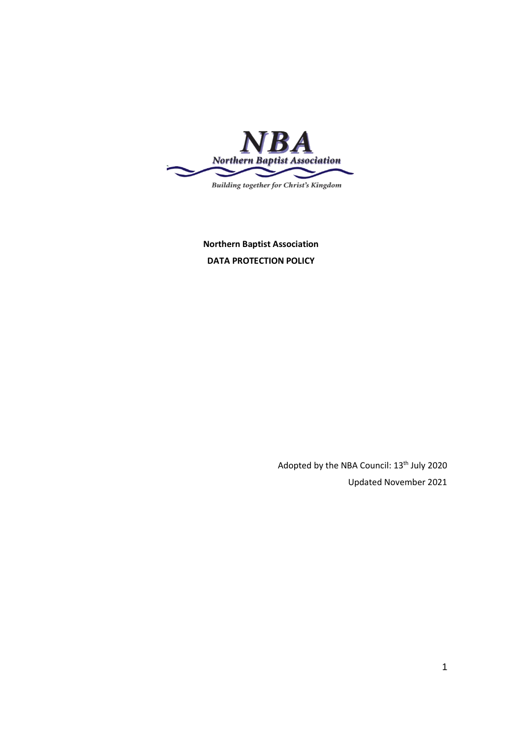NBA

Northern Baptist Association

*Building together for Christ's Kingdom*

**Northern Baptist Association**

**DATA PROTECTION POLICY**

Adopted by the NBA Council: 13th July 2020

Updated November 2021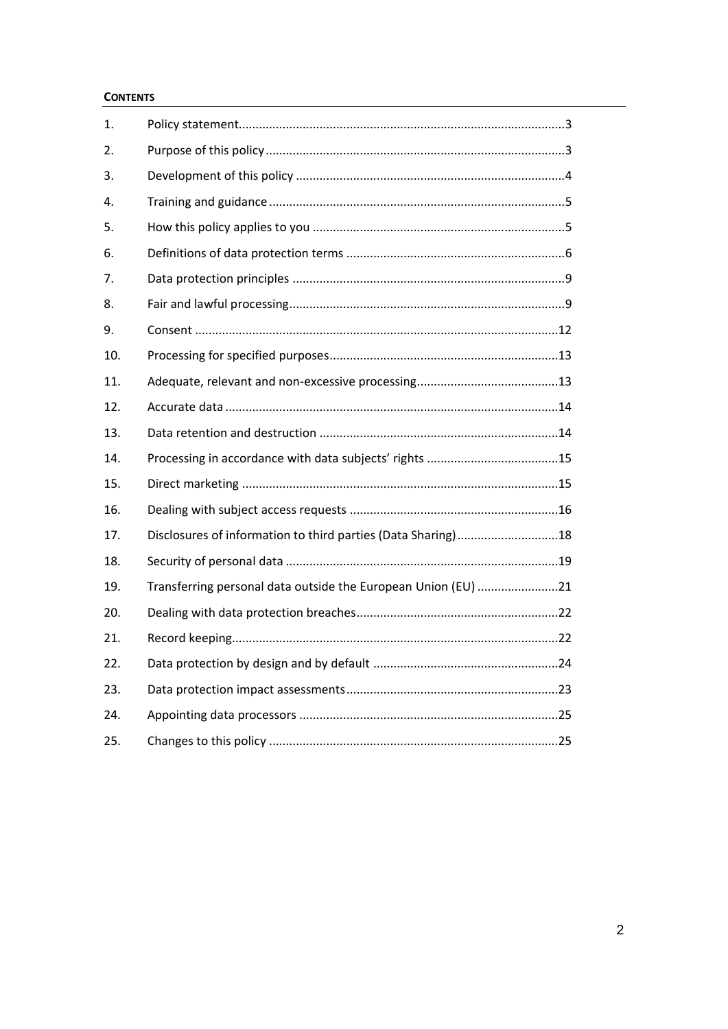**CONTENTS**

| | | |
|---|---|---|
| 1. | Policy statement | 3 |
| 2. | Purpose of this policy | 3 |
| 3. | Development of this policy | 4 |
| 4. | Training and guidance | 5 |
| 5. | How this policy applies to you | 5 |
| 6. | Definitions of data protection terms | 6 |
| 7. | Data protection principles | 9 |
| 8. | Fair and lawful processing | 9 |
| 9. | Consent | 12 |
| 10. | Processing for specified purposes | 13 |
| 11. | Adequate, relevant and non-excessive processing | 13 |
| 12. | Accurate data | 14 |
| 13. | Data retention and destruction | 14 |
| 14. | Processing in accordance with data subjects' rights | 15 |
| 15. | Direct marketing | 15 |
| 16. | Dealing with subject access requests | 16 |
| 17. | Disclosures of information to third parties (Data Sharing) | 18 |
| 18. | Security of personal data | 19 |
| 19. | Transferring personal data outside the European Union (EU) | 21 |
| 20. | Dealing with data protection breaches | 22 |
| 21. | Record keeping | 22 |
| 22. | Data protection by design and by default | 24 |
| 23. | Data protection impact assessments | 23 |
| 24. | Appointing data processors | 25 |
| 25. | Changes to this policy | 25 |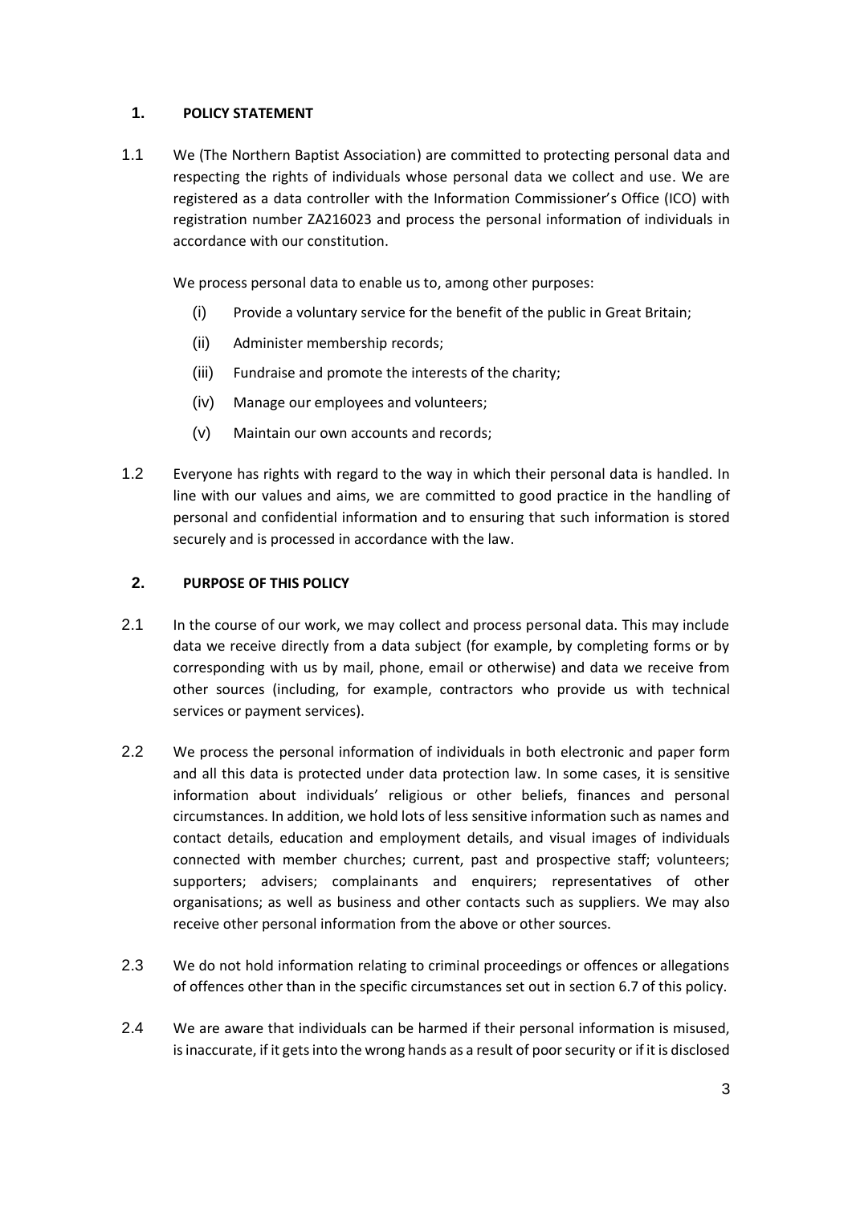## 1. POLICY STATEMENT

1.1 We (The Northern Baptist Association) are committed to protecting personal data and respecting the rights of individuals whose personal data we collect and use. We are registered as a data controller with the Information Commissioner's Office (ICO) with registration number ZA216023 and process the personal information of individuals in accordance with our constitution.

We process personal data to enable us to, among other purposes:

- (i) Provide a voluntary service for the benefit of the public in Great Britain;
- (ii) Administer membership records;
- (iii) Fundraise and promote the interests of the charity;
- (iv) Manage our employees and volunteers;
- (v) Maintain our own accounts and records;

1.2 Everyone has rights with regard to the way in which their personal data is handled. In line with our values and aims, we are committed to good practice in the handling of personal and confidential information and to ensuring that such information is stored securely and is processed in accordance with the law.

## 2. PURPOSE OF THIS POLICY

2.1 In the course of our work, we may collect and process personal data. This may include data we receive directly from a data subject (for example, by completing forms or by corresponding with us by mail, phone, email or otherwise) and data we receive from other sources (including, for example, contractors who provide us with technical services or payment services).

2.2 We process the personal information of individuals in both electronic and paper form and all this data is protected under data protection law. In some cases, it is sensitive information about individuals' religious or other beliefs, finances and personal circumstances. In addition, we hold lots of less sensitive information such as names and contact details, education and employment details, and visual images of individuals connected with member churches; current, past and prospective staff; volunteers; supporters; advisers; complainants and enquirers; representatives of other organisations; as well as business and other contacts such as suppliers. We may also receive other personal information from the above or other sources.

2.3 We do not hold information relating to criminal proceedings or offences or allegations of offences other than in the specific circumstances set out in section 6.7 of this policy.

2.4 We are aware that individuals can be harmed if their personal information is misused, is inaccurate, if it gets into the wrong hands as a result of poor security or if it is disclosed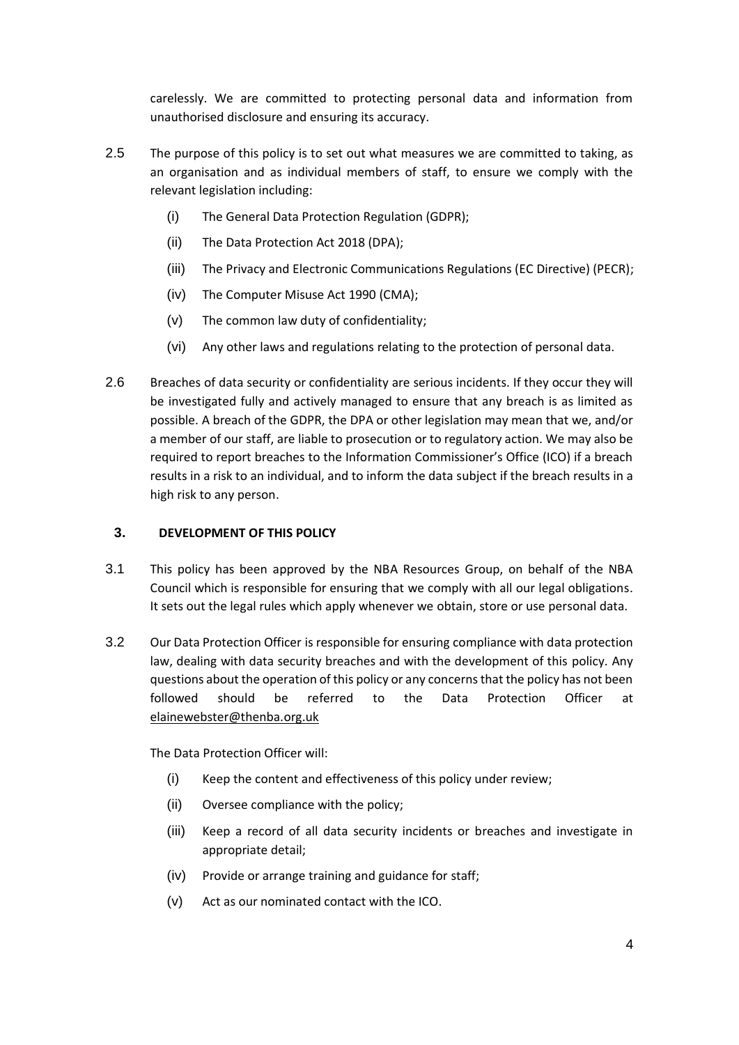carelessly. We are committed to protecting personal data and information from unauthorised disclosure and ensuring its accuracy.

2.5 The purpose of this policy is to set out what measures we are committed to taking, as an organisation and as individual members of staff, to ensure we comply with the relevant legislation including:

(i) The General Data Protection Regulation (GDPR);

(ii) The Data Protection Act 2018 (DPA);

(iii) The Privacy and Electronic Communications Regulations (EC Directive) (PECR);

(iv) The Computer Misuse Act 1990 (CMA);

(v) The common law duty of confidentiality;

(vi) Any other laws and regulations relating to the protection of personal data.

2.6 Breaches of data security or confidentiality are serious incidents. If they occur they will be investigated fully and actively managed to ensure that any breach is as limited as possible. A breach of the GDPR, the DPA or other legislation may mean that we, and/or a member of our staff, are liable to prosecution or to regulatory action. We may also be required to report breaches to the Information Commissioner's Office (ICO) if a breach results in a risk to an individual, and to inform the data subject if the breach results in a high risk to any person.

## 3. DEVELOPMENT OF THIS POLICY

3.1 This policy has been approved by the NBA Resources Group, on behalf of the NBA Council which is responsible for ensuring that we comply with all our legal obligations. It sets out the legal rules which apply whenever we obtain, store or use personal data.

3.2 Our Data Protection Officer is responsible for ensuring compliance with data protection law, dealing with data security breaches and with the development of this policy. Any questions about the operation of this policy or any concerns that the policy has not been followed should be referred to the Data Protection Officer at elainewebster@thenba.org.uk

The Data Protection Officer will:

(i) Keep the content and effectiveness of this policy under review;

(ii) Oversee compliance with the policy;

(iii) Keep a record of all data security incidents or breaches and investigate in appropriate detail;

(iv) Provide or arrange training and guidance for staff;

(v) Act as our nominated contact with the ICO.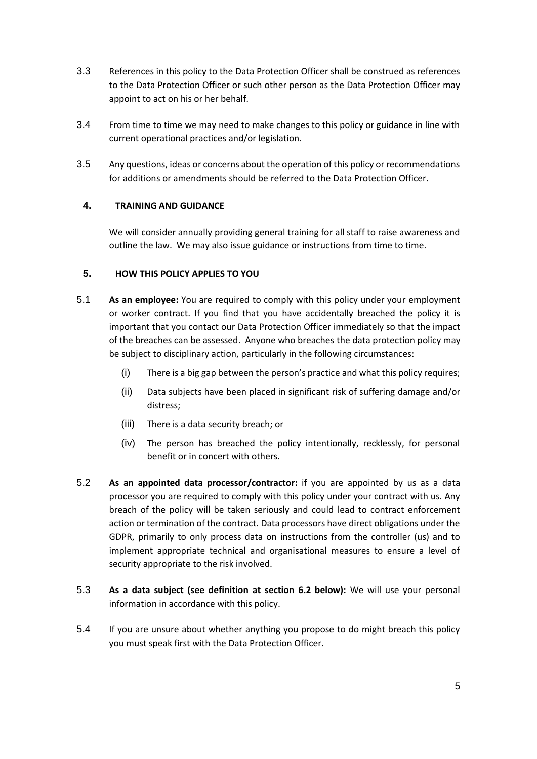3.3 References in this policy to the Data Protection Officer shall be construed as references to the Data Protection Officer or such other person as the Data Protection Officer may appoint to act on his or her behalf.

3.4 From time to time we may need to make changes to this policy or guidance in line with current operational practices and/or legislation.

3.5 Any questions, ideas or concerns about the operation of this policy or recommendations for additions or amendments should be referred to the Data Protection Officer.

## 4. TRAINING AND GUIDANCE

We will consider annually providing general training for all staff to raise awareness and outline the law. We may also issue guidance or instructions from time to time.

## 5. HOW THIS POLICY APPLIES TO YOU

5.1 **As an employee:** You are required to comply with this policy under your employment or worker contract. If you find that you have accidentally breached the policy it is important that you contact our Data Protection Officer immediately so that the impact of the breaches can be assessed. Anyone who breaches the data protection policy may be subject to disciplinary action, particularly in the following circumstances:

(i) There is a big gap between the person's practice and what this policy requires;

(ii) Data subjects have been placed in significant risk of suffering damage and/or distress;

(iii) There is a data security breach; or

(iv) The person has breached the policy intentionally, recklessly, for personal benefit or in concert with others.

5.2 **As an appointed data processor/contractor:** if you are appointed by us as a data processor you are required to comply with this policy under your contract with us. Any breach of the policy will be taken seriously and could lead to contract enforcement action or termination of the contract. Data processors have direct obligations under the GDPR, primarily to only process data on instructions from the controller (us) and to implement appropriate technical and organisational measures to ensure a level of security appropriate to the risk involved.

5.3 **As a data subject (see definition at section 6.2 below):** We will use your personal information in accordance with this policy.

5.4 If you are unsure about whether anything you propose to do might breach this policy you must speak first with the Data Protection Officer.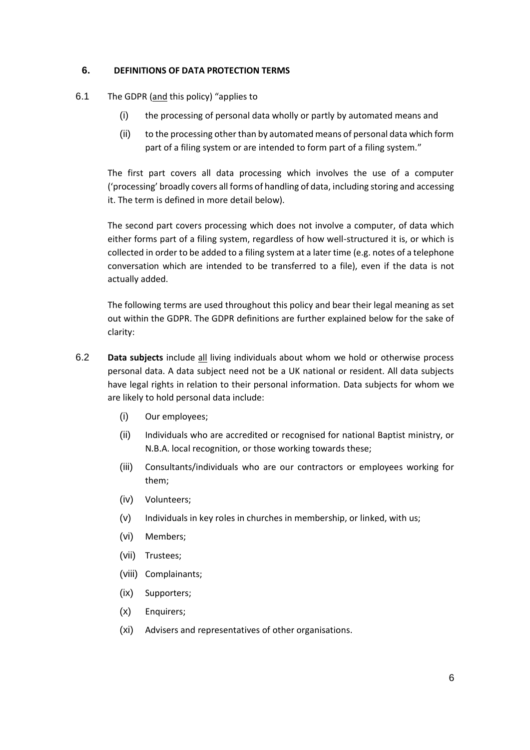## 6. DEFINITIONS OF DATA PROTECTION TERMS

6.1 The GDPR (<u>and</u> this policy) "applies to

(i) the processing of personal data wholly or partly by automated means and

(ii) to the processing other than by automated means of personal data which form part of a filing system or are intended to form part of a filing system."

The first part covers all data processing which involves the use of a computer ('processing' broadly covers all forms of handling of data, including storing and accessing it. The term is defined in more detail below).

The second part covers processing which does not involve a computer, of data which either forms part of a filing system, regardless of how well-structured it is, or which is collected in order to be added to a filing system at a later time (e.g. notes of a telephone conversation which are intended to be transferred to a file), even if the data is not actually added.

The following terms are used throughout this policy and bear their legal meaning as set out within the GDPR. The GDPR definitions are further explained below for the sake of clarity:

6.2 **Data subjects** include <u>all</u> living individuals about whom we hold or otherwise process personal data. A data subject need not be a UK national or resident. All data subjects have legal rights in relation to their personal information. Data subjects for whom we are likely to hold personal data include:

(i) Our employees;

(ii) Individuals who are accredited or recognised for national Baptist ministry, or N.B.A. local recognition, or those working towards these;

(iii) Consultants/individuals who are our contractors or employees working for them;

(iv) Volunteers;

(v) Individuals in key roles in churches in membership, or linked, with us;

(vi) Members;

(vii) Trustees;

(viii) Complainants;

(ix) Supporters;

(x) Enquirers;

(xi) Advisers and representatives of other organisations.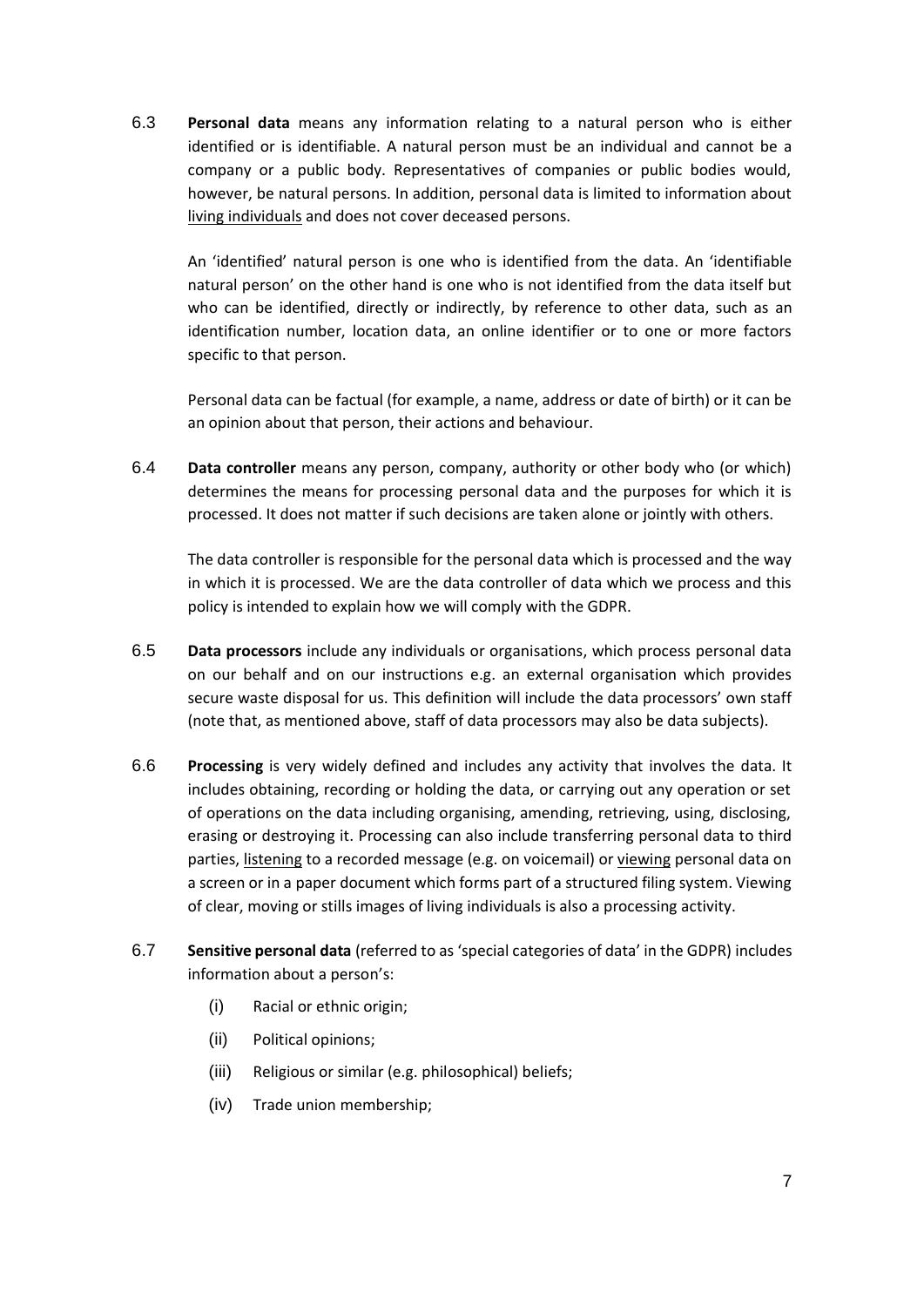6.3 **Personal data** means any information relating to a natural person who is either identified or is identifiable. A natural person must be an individual and cannot be a company or a public body. Representatives of companies or public bodies would, however, be natural persons. In addition, personal data is limited to information about living individuals and does not cover deceased persons.

An 'identified' natural person is one who is identified from the data. An 'identifiable natural person' on the other hand is one who is not identified from the data itself but who can be identified, directly or indirectly, by reference to other data, such as an identification number, location data, an online identifier or to one or more factors specific to that person.

Personal data can be factual (for example, a name, address or date of birth) or it can be an opinion about that person, their actions and behaviour.

6.4 **Data controller** means any person, company, authority or other body who (or which) determines the means for processing personal data and the purposes for which it is processed. It does not matter if such decisions are taken alone or jointly with others.

The data controller is responsible for the personal data which is processed and the way in which it is processed. We are the data controller of data which we process and this policy is intended to explain how we will comply with the GDPR.

6.5 **Data processors** include any individuals or organisations, which process personal data on our behalf and on our instructions e.g. an external organisation which provides secure waste disposal for us. This definition will include the data processors' own staff (note that, as mentioned above, staff of data processors may also be data subjects).

6.6 **Processing** is very widely defined and includes any activity that involves the data. It includes obtaining, recording or holding the data, or carrying out any operation or set of operations on the data including organising, amending, retrieving, using, disclosing, erasing or destroying it. Processing can also include transferring personal data to third parties, listening to a recorded message (e.g. on voicemail) or viewing personal data on a screen or in a paper document which forms part of a structured filing system. Viewing of clear, moving or stills images of living individuals is also a processing activity.

6.7 **Sensitive personal data** (referred to as 'special categories of data' in the GDPR) includes information about a person's:

(i) Racial or ethnic origin;

(ii) Political opinions;

(iii) Religious or similar (e.g. philosophical) beliefs;

(iv) Trade union membership;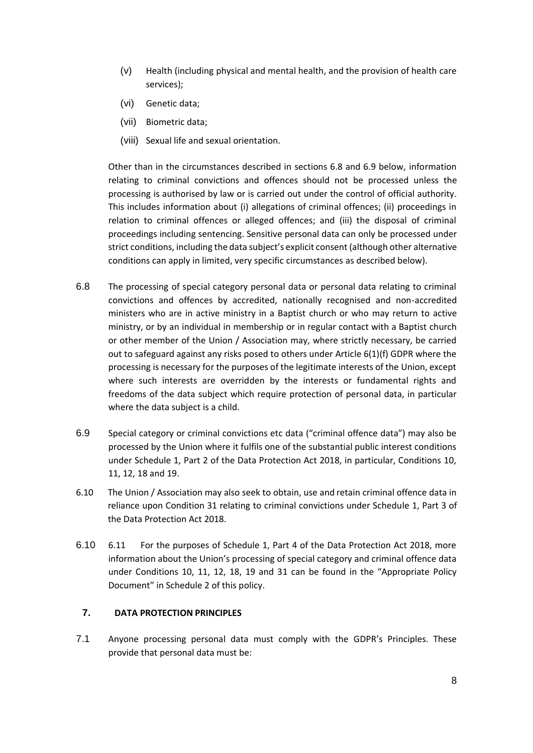(v) Health (including physical and mental health, and the provision of health care services);

(vi) Genetic data;

(vii) Biometric data;

(viii) Sexual life and sexual orientation.

Other than in the circumstances described in sections 6.8 and 6.9 below, information relating to criminal convictions and offences should not be processed unless the processing is authorised by law or is carried out under the control of official authority. This includes information about (i) allegations of criminal offences; (ii) proceedings in relation to criminal offences or alleged offences; and (iii) the disposal of criminal proceedings including sentencing. Sensitive personal data can only be processed under strict conditions, including the data subject's explicit consent (although other alternative conditions can apply in limited, very specific circumstances as described below).

6.8 The processing of special category personal data or personal data relating to criminal convictions and offences by accredited, nationally recognised and non-accredited ministers who are in active ministry in a Baptist church or who may return to active ministry, or by an individual in membership or in regular contact with a Baptist church or other member of the Union / Association may, where strictly necessary, be carried out to safeguard against any risks posed to others under Article 6(1)(f) GDPR where the processing is necessary for the purposes of the legitimate interests of the Union, except where such interests are overridden by the interests or fundamental rights and freedoms of the data subject which require protection of personal data, in particular where the data subject is a child.

6.9 Special category or criminal convictions etc data ("criminal offence data") may also be processed by the Union where it fulfils one of the substantial public interest conditions under Schedule 1, Part 2 of the Data Protection Act 2018, in particular, Conditions 10, 11, 12, 18 and 19.

6.10 The Union / Association may also seek to obtain, use and retain criminal offence data in reliance upon Condition 31 relating to criminal convictions under Schedule 1, Part 3 of the Data Protection Act 2018.

6.10 6.11 For the purposes of Schedule 1, Part 4 of the Data Protection Act 2018, more information about the Union's processing of special category and criminal offence data under Conditions 10, 11, 12, 18, 19 and 31 can be found in the "Appropriate Policy Document" in Schedule 2 of this policy.

## 7. DATA PROTECTION PRINCIPLES

7.1 Anyone processing personal data must comply with the GDPR's Principles. These provide that personal data must be: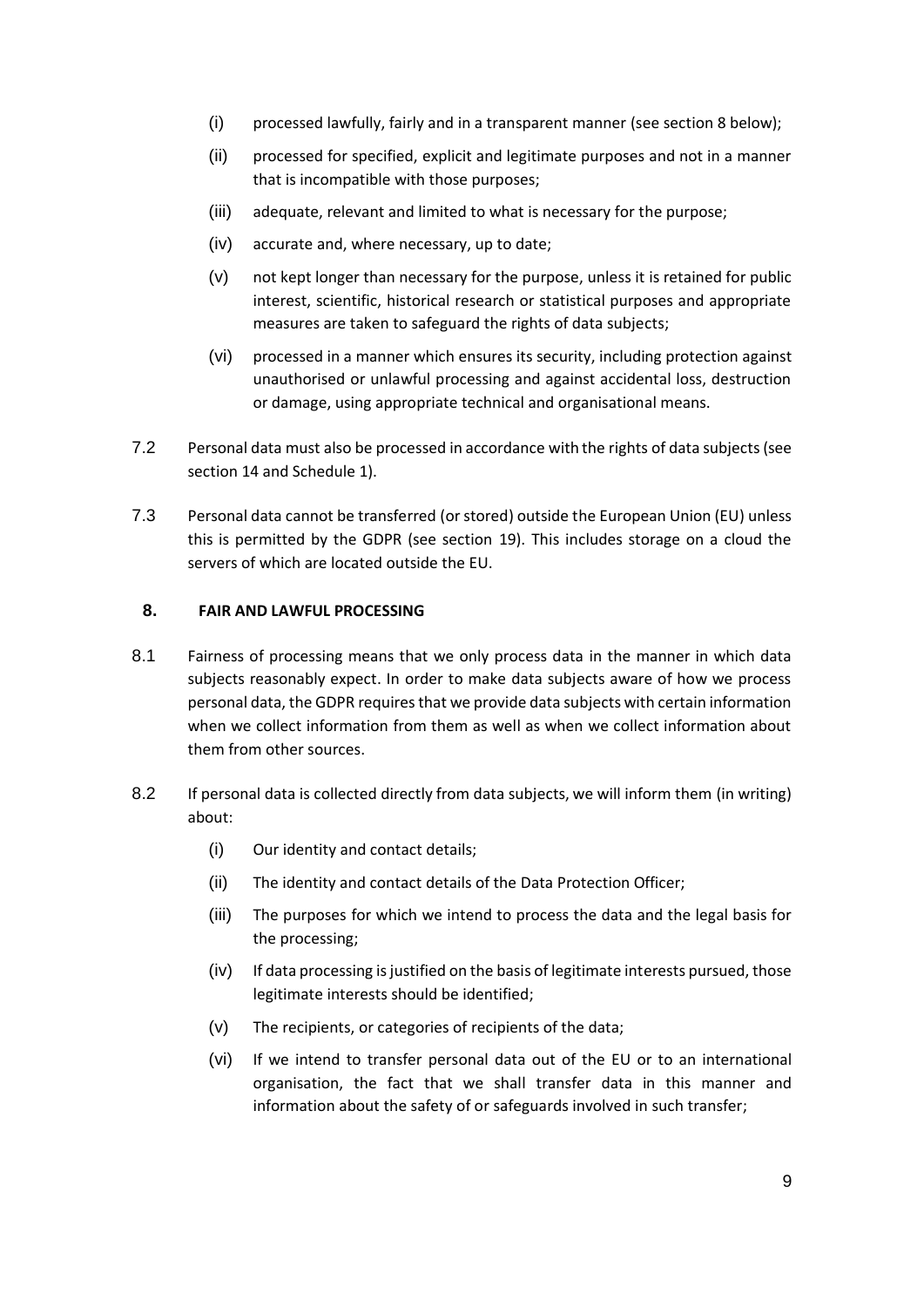(i) processed lawfully, fairly and in a transparent manner (see section 8 below);

(ii) processed for specified, explicit and legitimate purposes and not in a manner that is incompatible with those purposes;

(iii) adequate, relevant and limited to what is necessary for the purpose;

(iv) accurate and, where necessary, up to date;

(v) not kept longer than necessary for the purpose, unless it is retained for public interest, scientific, historical research or statistical purposes and appropriate measures are taken to safeguard the rights of data subjects;

(vi) processed in a manner which ensures its security, including protection against unauthorised or unlawful processing and against accidental loss, destruction or damage, using appropriate technical and organisational means.

7.2 Personal data must also be processed in accordance with the rights of data subjects (see section 14 and Schedule 1).

7.3 Personal data cannot be transferred (or stored) outside the European Union (EU) unless this is permitted by the GDPR (see section 19). This includes storage on a cloud the servers of which are located outside the EU.

## 8. FAIR AND LAWFUL PROCESSING

8.1 Fairness of processing means that we only process data in the manner in which data subjects reasonably expect. In order to make data subjects aware of how we process personal data, the GDPR requires that we provide data subjects with certain information when we collect information from them as well as when we collect information about them from other sources.

8.2 If personal data is collected directly from data subjects, we will inform them (in writing) about:

(i) Our identity and contact details;

(ii) The identity and contact details of the Data Protection Officer;

(iii) The purposes for which we intend to process the data and the legal basis for the processing;

(iv) If data processing is justified on the basis of legitimate interests pursued, those legitimate interests should be identified;

(v) The recipients, or categories of recipients of the data;

(vi) If we intend to transfer personal data out of the EU or to an international organisation, the fact that we shall transfer data in this manner and information about the safety of or safeguards involved in such transfer;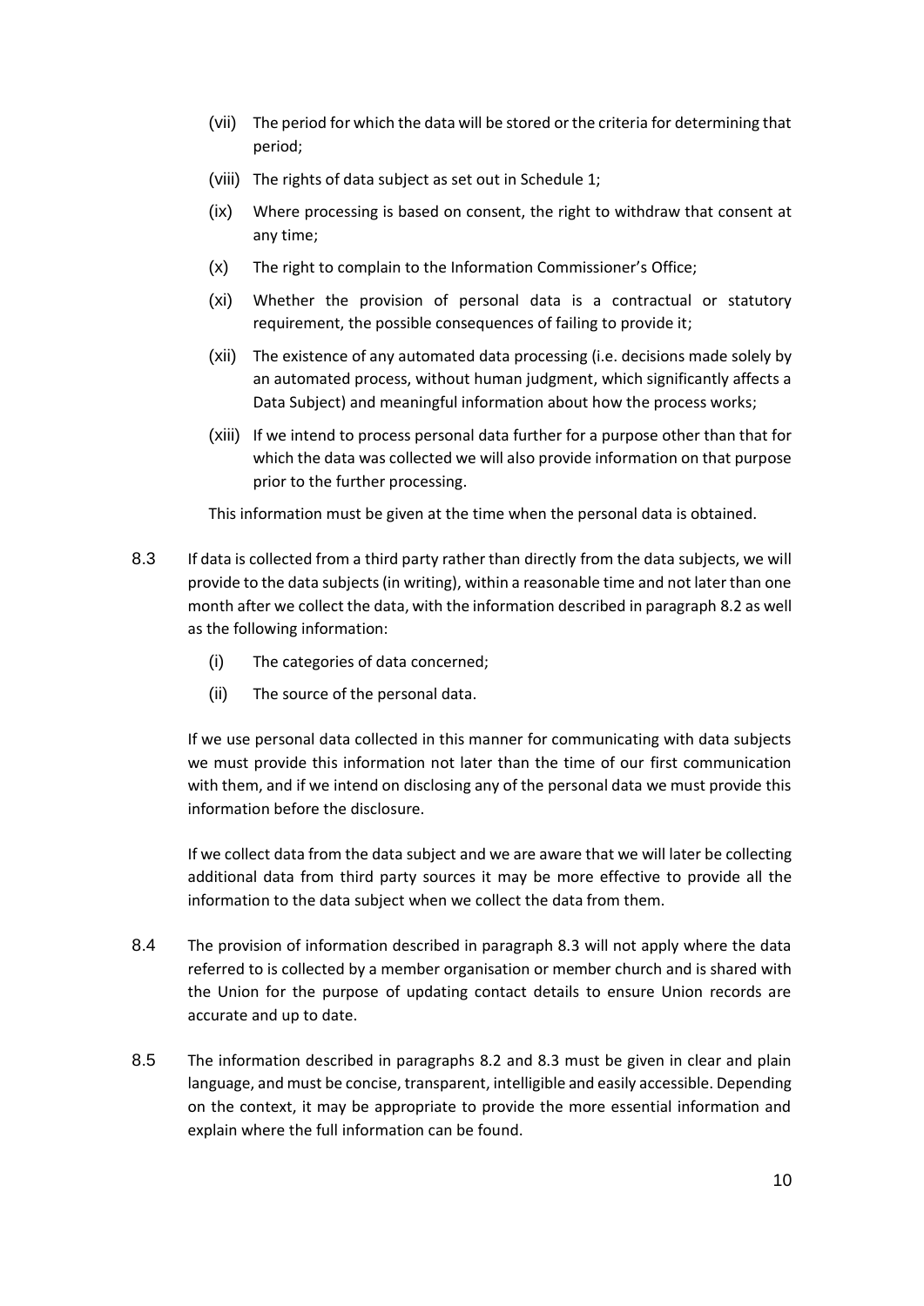(vii) The period for which the data will be stored or the criteria for determining that period;

(viii) The rights of data subject as set out in Schedule 1;

(ix) Where processing is based on consent, the right to withdraw that consent at any time;

(x) The right to complain to the Information Commissioner's Office;

(xi) Whether the provision of personal data is a contractual or statutory requirement, the possible consequences of failing to provide it;

(xii) The existence of any automated data processing (i.e. decisions made solely by an automated process, without human judgment, which significantly affects a Data Subject) and meaningful information about how the process works;

(xiii) If we intend to process personal data further for a purpose other than that for which the data was collected we will also provide information on that purpose prior to the further processing.

This information must be given at the time when the personal data is obtained.

8.3 If data is collected from a third party rather than directly from the data subjects, we will provide to the data subjects (in writing), within a reasonable time and not later than one month after we collect the data, with the information described in paragraph 8.2 as well as the following information:

(i) The categories of data concerned;

(ii) The source of the personal data.

If we use personal data collected in this manner for communicating with data subjects we must provide this information not later than the time of our first communication with them, and if we intend on disclosing any of the personal data we must provide this information before the disclosure.

If we collect data from the data subject and we are aware that we will later be collecting additional data from third party sources it may be more effective to provide all the information to the data subject when we collect the data from them.

8.4 The provision of information described in paragraph 8.3 will not apply where the data referred to is collected by a member organisation or member church and is shared with the Union for the purpose of updating contact details to ensure Union records are accurate and up to date.

8.5 The information described in paragraphs 8.2 and 8.3 must be given in clear and plain language, and must be concise, transparent, intelligible and easily accessible. Depending on the context, it may be appropriate to provide the more essential information and explain where the full information can be found.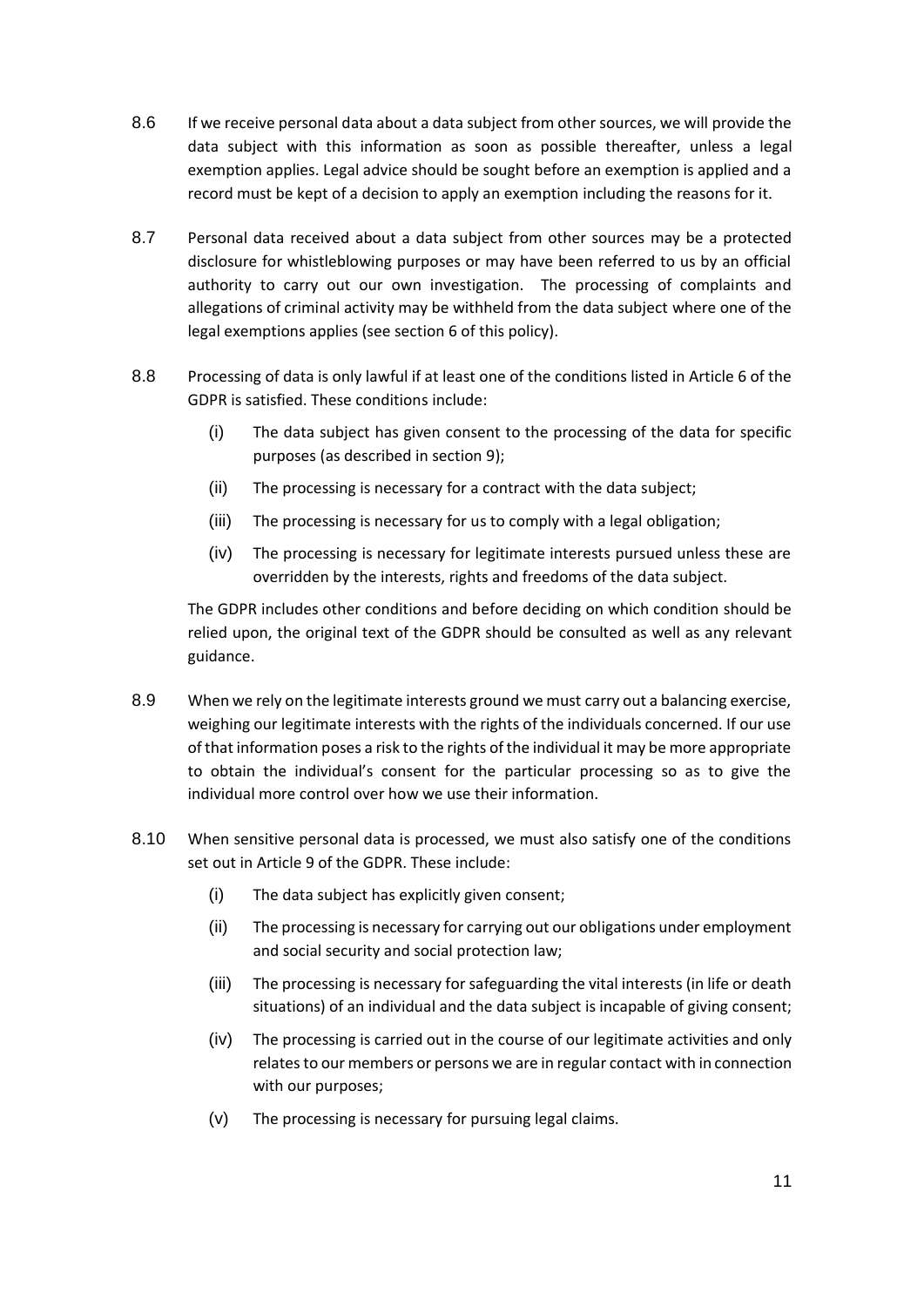8.6 If we receive personal data about a data subject from other sources, we will provide the data subject with this information as soon as possible thereafter, unless a legal exemption applies. Legal advice should be sought before an exemption is applied and a record must be kept of a decision to apply an exemption including the reasons for it.

8.7 Personal data received about a data subject from other sources may be a protected disclosure for whistleblowing purposes or may have been referred to us by an official authority to carry out our own investigation. The processing of complaints and allegations of criminal activity may be withheld from the data subject where one of the legal exemptions applies (see section 6 of this policy).

8.8 Processing of data is only lawful if at least one of the conditions listed in Article 6 of the GDPR is satisfied. These conditions include:

- (i) The data subject has given consent to the processing of the data for specific purposes (as described in section 9);
- (ii) The processing is necessary for a contract with the data subject;
- (iii) The processing is necessary for us to comply with a legal obligation;
- (iv) The processing is necessary for legitimate interests pursued unless these are overridden by the interests, rights and freedoms of the data subject.

The GDPR includes other conditions and before deciding on which condition should be relied upon, the original text of the GDPR should be consulted as well as any relevant guidance.

8.9 When we rely on the legitimate interests ground we must carry out a balancing exercise, weighing our legitimate interests with the rights of the individuals concerned. If our use of that information poses a risk to the rights of the individual it may be more appropriate to obtain the individual's consent for the particular processing so as to give the individual more control over how we use their information.

8.10 When sensitive personal data is processed, we must also satisfy one of the conditions set out in Article 9 of the GDPR. These include:

- (i) The data subject has explicitly given consent;
- (ii) The processing is necessary for carrying out our obligations under employment and social security and social protection law;
- (iii) The processing is necessary for safeguarding the vital interests (in life or death situations) of an individual and the data subject is incapable of giving consent;
- (iv) The processing is carried out in the course of our legitimate activities and only relates to our members or persons we are in regular contact with in connection with our purposes;
- (v) The processing is necessary for pursuing legal claims.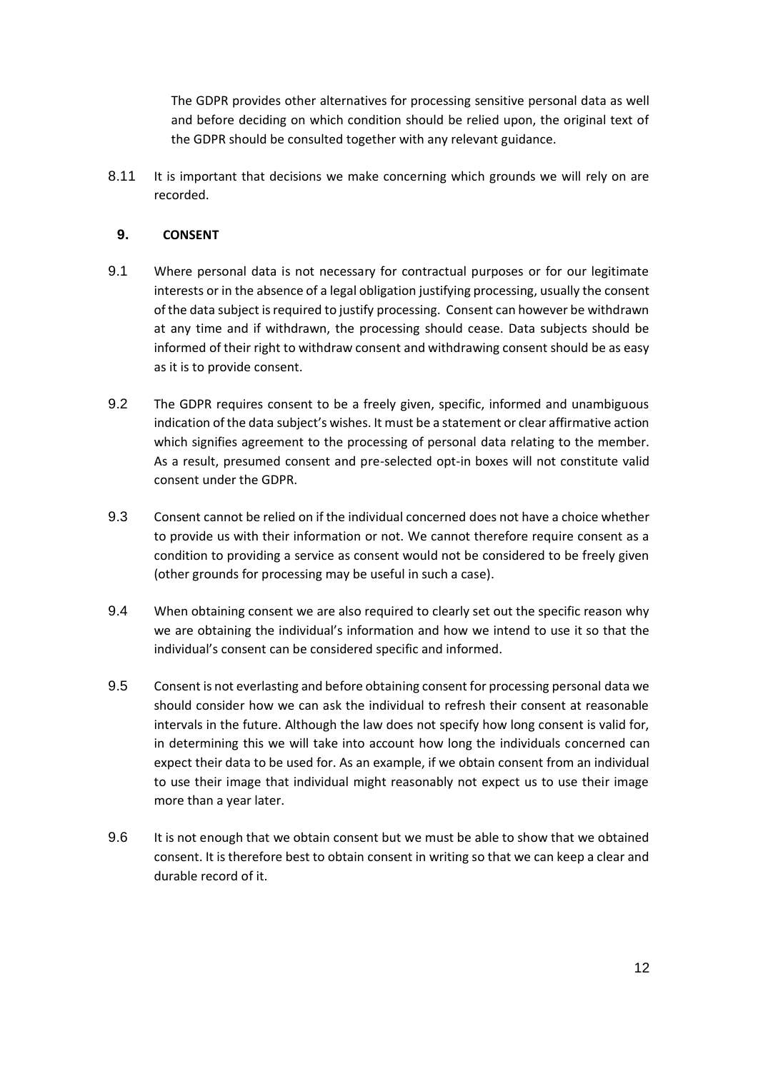The GDPR provides other alternatives for processing sensitive personal data as well and before deciding on which condition should be relied upon, the original text of the GDPR should be consulted together with any relevant guidance.

8.11 It is important that decisions we make concerning which grounds we will rely on are recorded.

## 9. CONSENT

9.1 Where personal data is not necessary for contractual purposes or for our legitimate interests or in the absence of a legal obligation justifying processing, usually the consent of the data subject is required to justify processing. Consent can however be withdrawn at any time and if withdrawn, the processing should cease. Data subjects should be informed of their right to withdraw consent and withdrawing consent should be as easy as it is to provide consent.

9.2 The GDPR requires consent to be a freely given, specific, informed and unambiguous indication of the data subject's wishes. It must be a statement or clear affirmative action which signifies agreement to the processing of personal data relating to the member. As a result, presumed consent and pre-selected opt-in boxes will not constitute valid consent under the GDPR.

9.3 Consent cannot be relied on if the individual concerned does not have a choice whether to provide us with their information or not. We cannot therefore require consent as a condition to providing a service as consent would not be considered to be freely given (other grounds for processing may be useful in such a case).

9.4 When obtaining consent we are also required to clearly set out the specific reason why we are obtaining the individual's information and how we intend to use it so that the individual's consent can be considered specific and informed.

9.5 Consent is not everlasting and before obtaining consent for processing personal data we should consider how we can ask the individual to refresh their consent at reasonable intervals in the future. Although the law does not specify how long consent is valid for, in determining this we will take into account how long the individuals concerned can expect their data to be used for. As an example, if we obtain consent from an individual to use their image that individual might reasonably not expect us to use their image more than a year later.

9.6 It is not enough that we obtain consent but we must be able to show that we obtained consent. It is therefore best to obtain consent in writing so that we can keep a clear and durable record of it.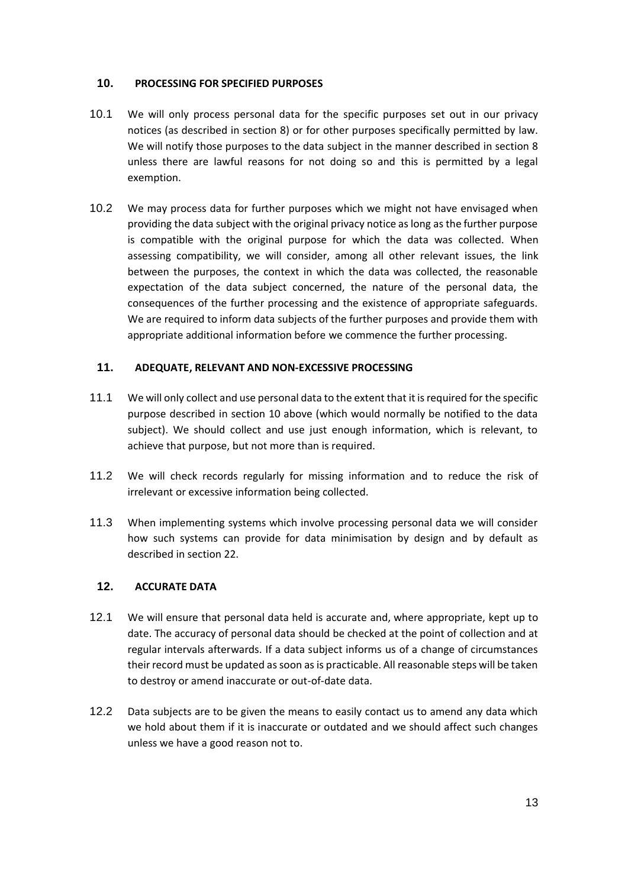## 10. PROCESSING FOR SPECIFIED PURPOSES

10.1 We will only process personal data for the specific purposes set out in our privacy notices (as described in section 8) or for other purposes specifically permitted by law. We will notify those purposes to the data subject in the manner described in section 8 unless there are lawful reasons for not doing so and this is permitted by a legal exemption.

10.2 We may process data for further purposes which we might not have envisaged when providing the data subject with the original privacy notice as long as the further purpose is compatible with the original purpose for which the data was collected. When assessing compatibility, we will consider, among all other relevant issues, the link between the purposes, the context in which the data was collected, the reasonable expectation of the data subject concerned, the nature of the personal data, the consequences of the further processing and the existence of appropriate safeguards. We are required to inform data subjects of the further purposes and provide them with appropriate additional information before we commence the further processing.

## 11. ADEQUATE, RELEVANT AND NON-EXCESSIVE PROCESSING

11.1 We will only collect and use personal data to the extent that it is required for the specific purpose described in section 10 above (which would normally be notified to the data subject). We should collect and use just enough information, which is relevant, to achieve that purpose, but not more than is required.

11.2 We will check records regularly for missing information and to reduce the risk of irrelevant or excessive information being collected.

11.3 When implementing systems which involve processing personal data we will consider how such systems can provide for data minimisation by design and by default as described in section 22.

## 12. ACCURATE DATA

12.1 We will ensure that personal data held is accurate and, where appropriate, kept up to date. The accuracy of personal data should be checked at the point of collection and at regular intervals afterwards. If a data subject informs us of a change of circumstances their record must be updated as soon as is practicable. All reasonable steps will be taken to destroy or amend inaccurate or out-of-date data.

12.2 Data subjects are to be given the means to easily contact us to amend any data which we hold about them if it is inaccurate or outdated and we should affect such changes unless we have a good reason not to.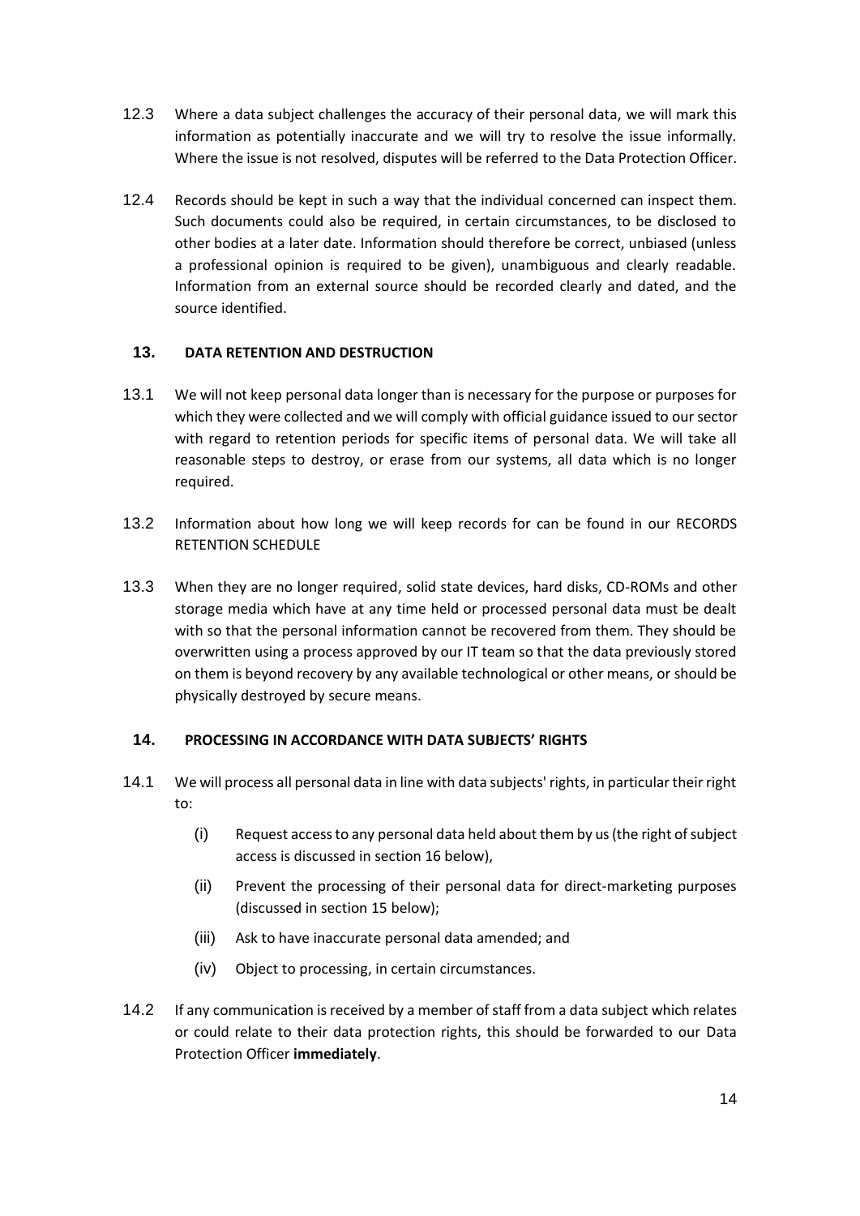12.3 Where a data subject challenges the accuracy of their personal data, we will mark this information as potentially inaccurate and we will try to resolve the issue informally. Where the issue is not resolved, disputes will be referred to the Data Protection Officer.

12.4 Records should be kept in such a way that the individual concerned can inspect them. Such documents could also be required, in certain circumstances, to be disclosed to other bodies at a later date. Information should therefore be correct, unbiased (unless a professional opinion is required to be given), unambiguous and clearly readable. Information from an external source should be recorded clearly and dated, and the source identified.

## 13. DATA RETENTION AND DESTRUCTION

13.1 We will not keep personal data longer than is necessary for the purpose or purposes for which they were collected and we will comply with official guidance issued to our sector with regard to retention periods for specific items of personal data. We will take all reasonable steps to destroy, or erase from our systems, all data which is no longer required.

13.2 Information about how long we will keep records for can be found in our RECORDS RETENTION SCHEDULE

13.3 When they are no longer required, solid state devices, hard disks, CD-ROMs and other storage media which have at any time held or processed personal data must be dealt with so that the personal information cannot be recovered from them. They should be overwritten using a process approved by our IT team so that the data previously stored on them is beyond recovery by any available technological or other means, or should be physically destroyed by secure means.

## 14. PROCESSING IN ACCORDANCE WITH DATA SUBJECTS' RIGHTS

14.1 We will process all personal data in line with data subjects' rights, in particular their right to:

- (i) Request access to any personal data held about them by us (the right of subject access is discussed in section 16 below),
- (ii) Prevent the processing of their personal data for direct-marketing purposes (discussed in section 15 below);
- (iii) Ask to have inaccurate personal data amended; and
- (iv) Object to processing, in certain circumstances.

14.2 If any communication is received by a member of staff from a data subject which relates or could relate to their data protection rights, this should be forwarded to our Data Protection Officer **immediately**.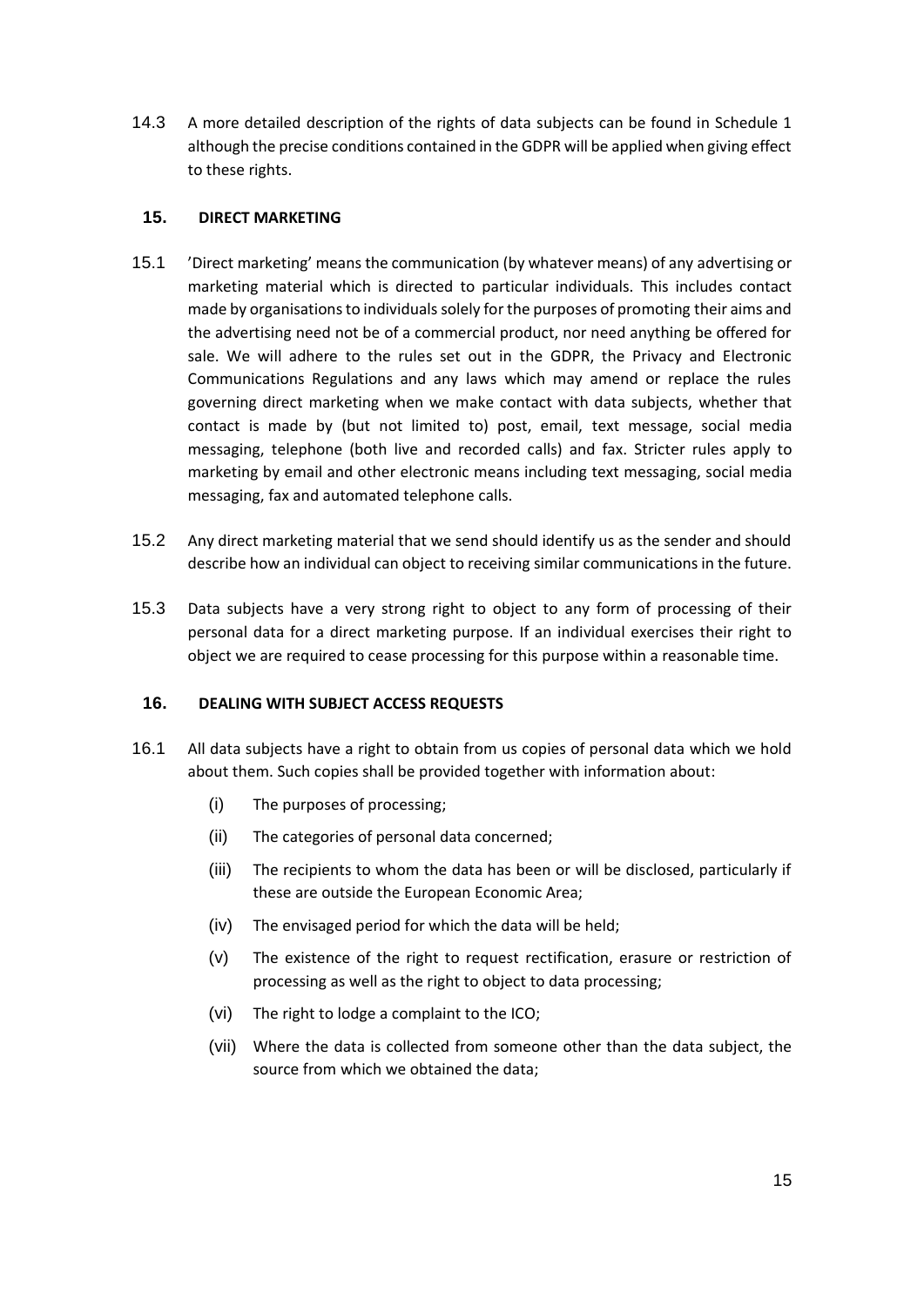14.3 A more detailed description of the rights of data subjects can be found in Schedule 1 although the precise conditions contained in the GDPR will be applied when giving effect to these rights.

## 15. DIRECT MARKETING

15.1 'Direct marketing' means the communication (by whatever means) of any advertising or marketing material which is directed to particular individuals. This includes contact made by organisations to individuals solely for the purposes of promoting their aims and the advertising need not be of a commercial product, nor need anything be offered for sale. We will adhere to the rules set out in the GDPR, the Privacy and Electronic Communications Regulations and any laws which may amend or replace the rules governing direct marketing when we make contact with data subjects, whether that contact is made by (but not limited to) post, email, text message, social media messaging, telephone (both live and recorded calls) and fax. Stricter rules apply to marketing by email and other electronic means including text messaging, social media messaging, fax and automated telephone calls.

15.2 Any direct marketing material that we send should identify us as the sender and should describe how an individual can object to receiving similar communications in the future.

15.3 Data subjects have a very strong right to object to any form of processing of their personal data for a direct marketing purpose. If an individual exercises their right to object we are required to cease processing for this purpose within a reasonable time.

## 16. DEALING WITH SUBJECT ACCESS REQUESTS

16.1 All data subjects have a right to obtain from us copies of personal data which we hold about them. Such copies shall be provided together with information about:

- (i) The purposes of processing;
- (ii) The categories of personal data concerned;
- (iii) The recipients to whom the data has been or will be disclosed, particularly if these are outside the European Economic Area;
- (iv) The envisaged period for which the data will be held;
- (v) The existence of the right to request rectification, erasure or restriction of processing as well as the right to object to data processing;
- (vi) The right to lodge a complaint to the ICO;
- (vii) Where the data is collected from someone other than the data subject, the source from which we obtained the data;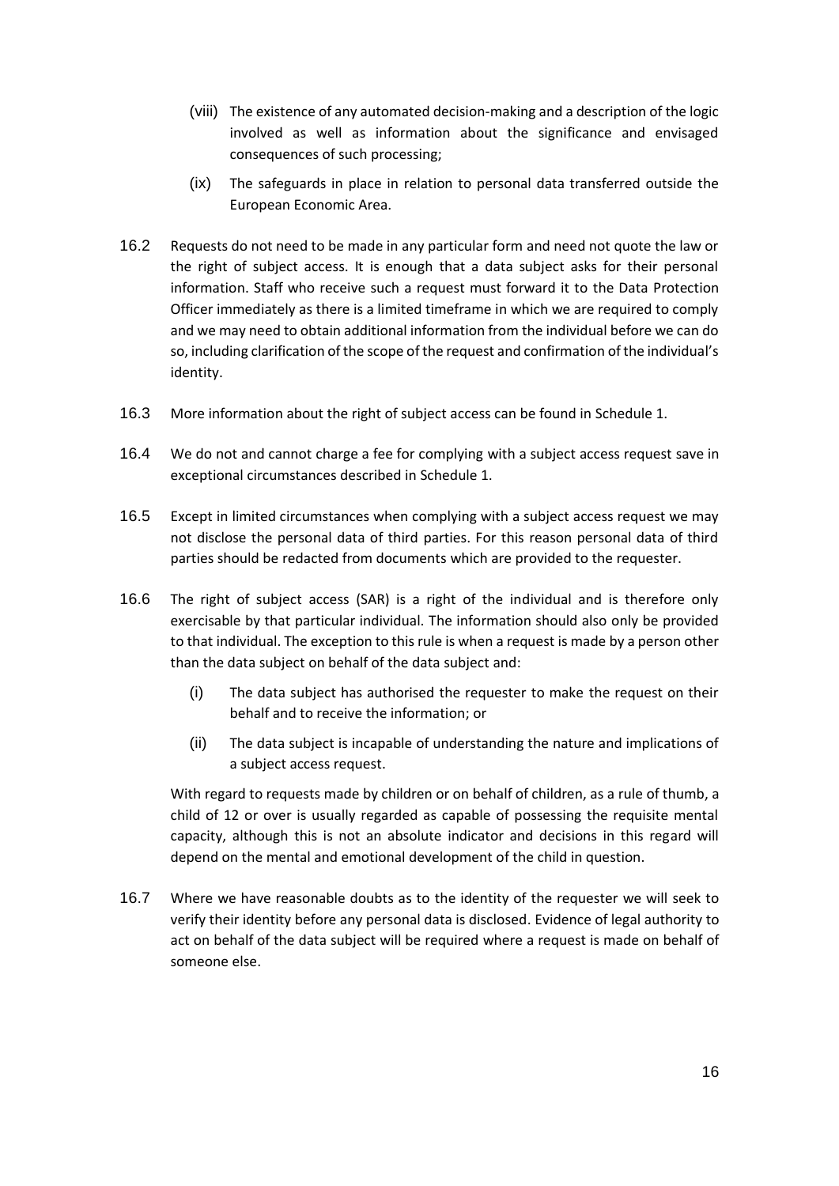(viii) The existence of any automated decision-making and a description of the logic involved as well as information about the significance and envisaged consequences of such processing;

(ix) The safeguards in place in relation to personal data transferred outside the European Economic Area.

16.2 Requests do not need to be made in any particular form and need not quote the law or the right of subject access. It is enough that a data subject asks for their personal information. Staff who receive such a request must forward it to the Data Protection Officer immediately as there is a limited timeframe in which we are required to comply and we may need to obtain additional information from the individual before we can do so, including clarification of the scope of the request and confirmation of the individual's identity.

16.3 More information about the right of subject access can be found in Schedule 1.

16.4 We do not and cannot charge a fee for complying with a subject access request save in exceptional circumstances described in Schedule 1.

16.5 Except in limited circumstances when complying with a subject access request we may not disclose the personal data of third parties. For this reason personal data of third parties should be redacted from documents which are provided to the requester.

16.6 The right of subject access (SAR) is a right of the individual and is therefore only exercisable by that particular individual. The information should also only be provided to that individual. The exception to this rule is when a request is made by a person other than the data subject on behalf of the data subject and:

(i) The data subject has authorised the requester to make the request on their behalf and to receive the information; or

(ii) The data subject is incapable of understanding the nature and implications of a subject access request.

With regard to requests made by children or on behalf of children, as a rule of thumb, a child of 12 or over is usually regarded as capable of possessing the requisite mental capacity, although this is not an absolute indicator and decisions in this regard will depend on the mental and emotional development of the child in question.

16.7 Where we have reasonable doubts as to the identity of the requester we will seek to verify their identity before any personal data is disclosed. Evidence of legal authority to act on behalf of the data subject will be required where a request is made on behalf of someone else.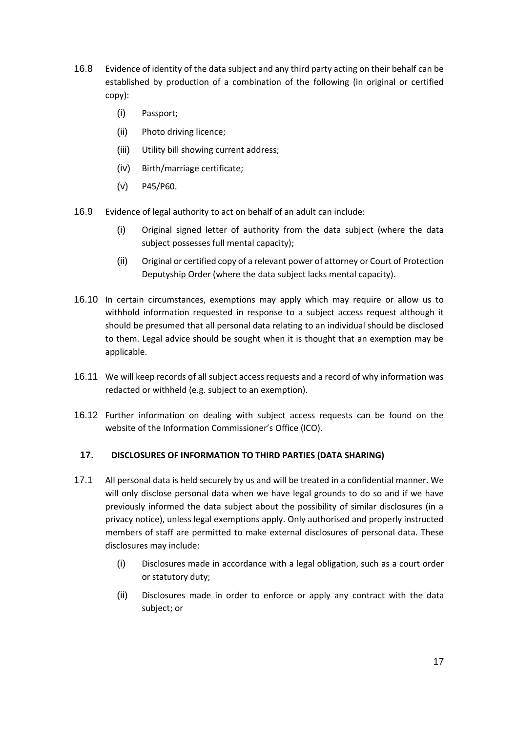16.8 Evidence of identity of the data subject and any third party acting on their behalf can be established by production of a combination of the following (in original or certified copy):

   (i) Passport;

   (ii) Photo driving licence;

   (iii) Utility bill showing current address;

   (iv) Birth/marriage certificate;

   (v) P45/P60.

16.9 Evidence of legal authority to act on behalf of an adult can include:

   (i) Original signed letter of authority from the data subject (where the data subject possesses full mental capacity);

   (ii) Original or certified copy of a relevant power of attorney or Court of Protection Deputyship Order (where the data subject lacks mental capacity).

16.10 In certain circumstances, exemptions may apply which may require or allow us to withhold information requested in response to a subject access request although it should be presumed that all personal data relating to an individual should be disclosed to them. Legal advice should be sought when it is thought that an exemption may be applicable.

16.11 We will keep records of all subject access requests and a record of why information was redacted or withheld (e.g. subject to an exemption).

16.12 Further information on dealing with subject access requests can be found on the website of the Information Commissioner's Office (ICO).

## 17. DISCLOSURES OF INFORMATION TO THIRD PARTIES (DATA SHARING)

17.1 All personal data is held securely by us and will be treated in a confidential manner. We will only disclose personal data when we have legal grounds to do so and if we have previously informed the data subject about the possibility of similar disclosures (in a privacy notice), unless legal exemptions apply. Only authorised and properly instructed members of staff are permitted to make external disclosures of personal data. These disclosures may include:

   (i) Disclosures made in accordance with a legal obligation, such as a court order or statutory duty;

   (ii) Disclosures made in order to enforce or apply any contract with the data subject; or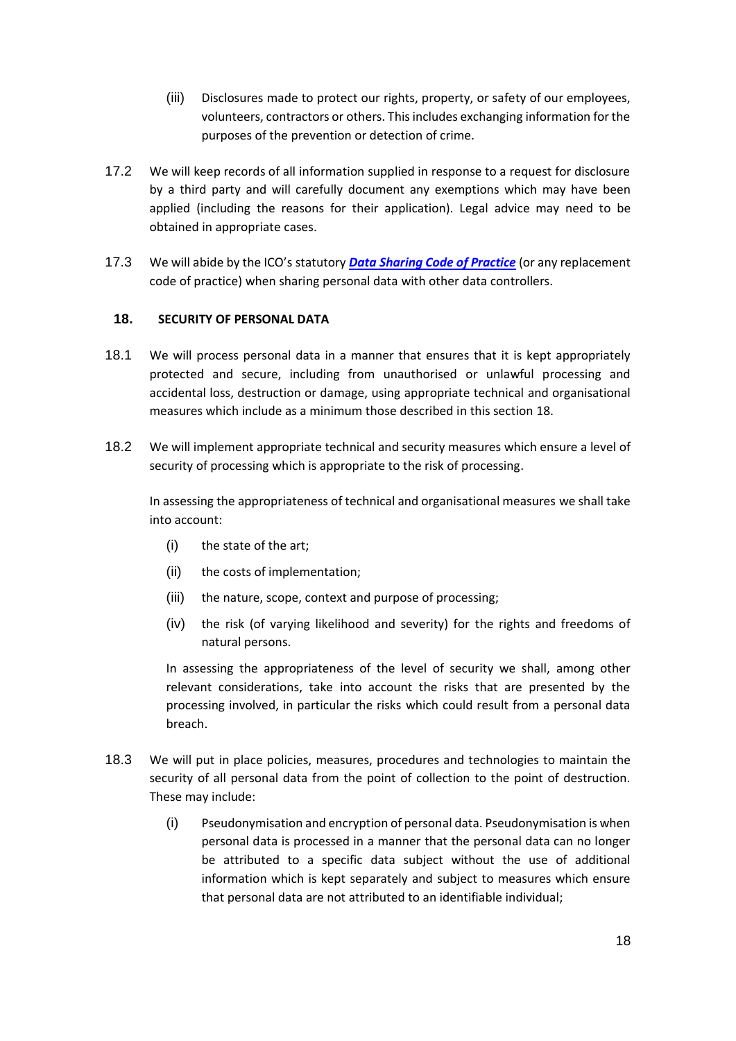(iii) Disclosures made to protect our rights, property, or safety of our employees, volunteers, contractors or others. This includes exchanging information for the purposes of the prevention or detection of crime.

17.2 We will keep records of all information supplied in response to a request for disclosure by a third party and will carefully document any exemptions which may have been applied (including the reasons for their application). Legal advice may need to be obtained in appropriate cases.

17.3 We will abide by the ICO's statutory ***Data Sharing Code of Practice*** (or any replacement code of practice) when sharing personal data with other data controllers.

## 18. SECURITY OF PERSONAL DATA

18.1 We will process personal data in a manner that ensures that it is kept appropriately protected and secure, including from unauthorised or unlawful processing and accidental loss, destruction or damage, using appropriate technical and organisational measures which include as a minimum those described in this section 18.

18.2 We will implement appropriate technical and security measures which ensure a level of security of processing which is appropriate to the risk of processing.

In assessing the appropriateness of technical and organisational measures we shall take into account:

(i) the state of the art;

(ii) the costs of implementation;

(iii) the nature, scope, context and purpose of processing;

(iv) the risk (of varying likelihood and severity) for the rights and freedoms of natural persons.

In assessing the appropriateness of the level of security we shall, among other relevant considerations, take into account the risks that are presented by the processing involved, in particular the risks which could result from a personal data breach.

18.3 We will put in place policies, measures, procedures and technologies to maintain the security of all personal data from the point of collection to the point of destruction. These may include:

(i) Pseudonymisation and encryption of personal data. Pseudonymisation is when personal data is processed in a manner that the personal data can no longer be attributed to a specific data subject without the use of additional information which is kept separately and subject to measures which ensure that personal data are not attributed to an identifiable individual;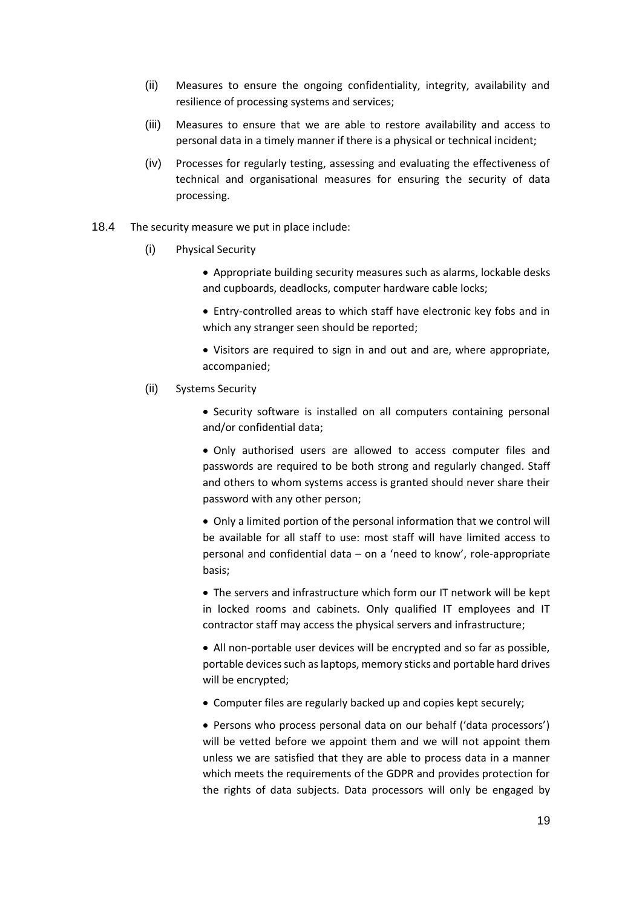(ii) Measures to ensure the ongoing confidentiality, integrity, availability and resilience of processing systems and services;

(iii) Measures to ensure that we are able to restore availability and access to personal data in a timely manner if there is a physical or technical incident;

(iv) Processes for regularly testing, assessing and evaluating the effectiveness of technical and organisational measures for ensuring the security of data processing.

18.4 The security measure we put in place include:

(i) Physical Security

- Appropriate building security measures such as alarms, lockable desks and cupboards, deadlocks, computer hardware cable locks;
- Entry-controlled areas to which staff have electronic key fobs and in which any stranger seen should be reported;
- Visitors are required to sign in and out and are, where appropriate, accompanied;

(ii) Systems Security

- Security software is installed on all computers containing personal and/or confidential data;
- Only authorised users are allowed to access computer files and passwords are required to be both strong and regularly changed. Staff and others to whom systems access is granted should never share their password with any other person;
- Only a limited portion of the personal information that we control will be available for all staff to use: most staff will have limited access to personal and confidential data – on a 'need to know', role-appropriate basis;
- The servers and infrastructure which form our IT network will be kept in locked rooms and cabinets. Only qualified IT employees and IT contractor staff may access the physical servers and infrastructure;
- All non-portable user devices will be encrypted and so far as possible, portable devices such as laptops, memory sticks and portable hard drives will be encrypted;
- Computer files are regularly backed up and copies kept securely;
- Persons who process personal data on our behalf ('data processors') will be vetted before we appoint them and we will not appoint them unless we are satisfied that they are able to process data in a manner which meets the requirements of the GDPR and provides protection for the rights of data subjects. Data processors will only be engaged by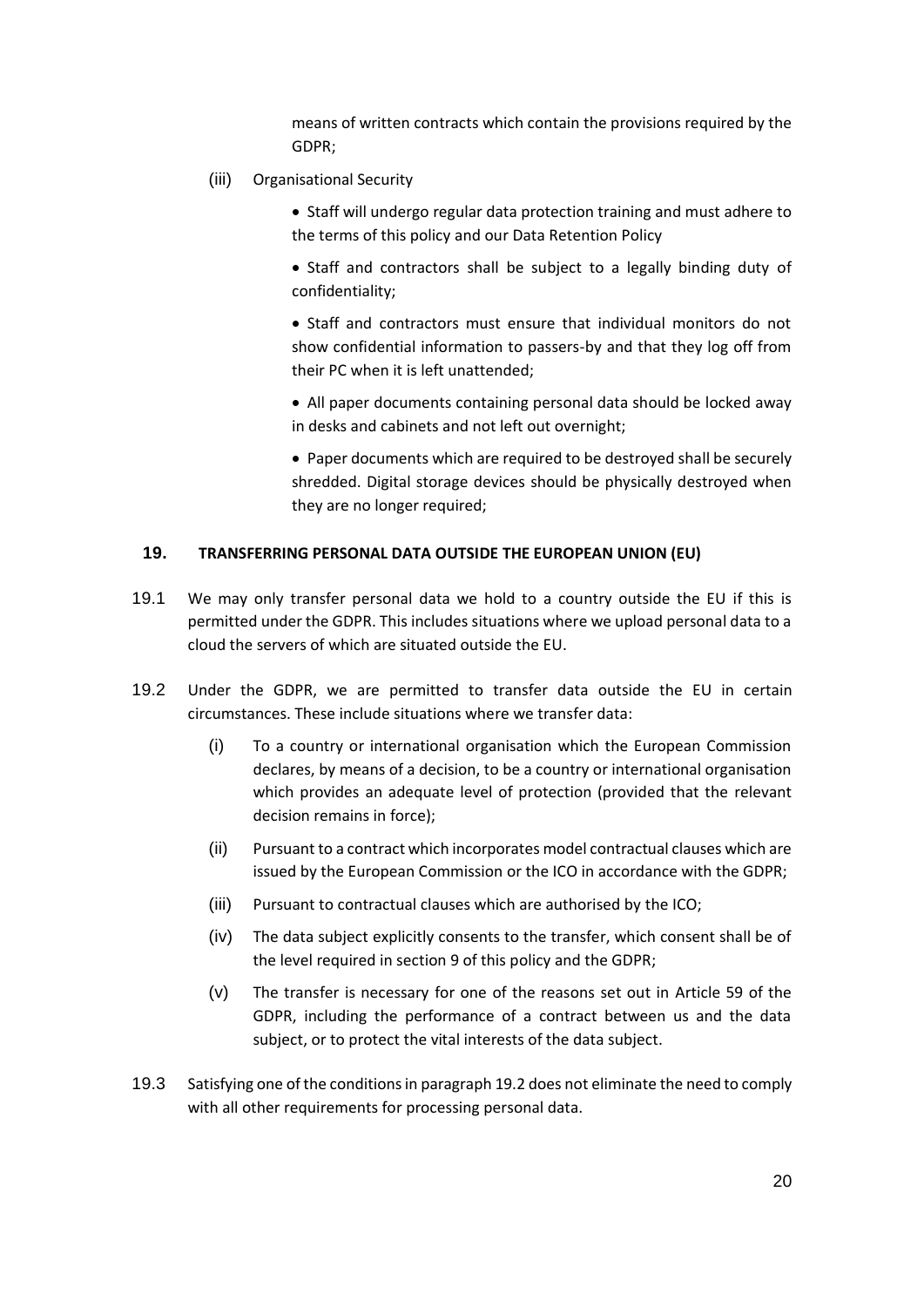means of written contracts which contain the provisions required by the GDPR;

(iii) Organisational Security

- Staff will undergo regular data protection training and must adhere to the terms of this policy and our Data Retention Policy
- Staff and contractors shall be subject to a legally binding duty of confidentiality;
- Staff and contractors must ensure that individual monitors do not show confidential information to passers-by and that they log off from their PC when it is left unattended;
- All paper documents containing personal data should be locked away in desks and cabinets and not left out overnight;
- Paper documents which are required to be destroyed shall be securely shredded. Digital storage devices should be physically destroyed when they are no longer required;

## 19. TRANSFERRING PERSONAL DATA OUTSIDE THE EUROPEAN UNION (EU)

19.1 We may only transfer personal data we hold to a country outside the EU if this is permitted under the GDPR. This includes situations where we upload personal data to a cloud the servers of which are situated outside the EU.

19.2 Under the GDPR, we are permitted to transfer data outside the EU in certain circumstances. These include situations where we transfer data:

(i) To a country or international organisation which the European Commission declares, by means of a decision, to be a country or international organisation which provides an adequate level of protection (provided that the relevant decision remains in force);

(ii) Pursuant to a contract which incorporates model contractual clauses which are issued by the European Commission or the ICO in accordance with the GDPR;

(iii) Pursuant to contractual clauses which are authorised by the ICO;

(iv) The data subject explicitly consents to the transfer, which consent shall be of the level required in section 9 of this policy and the GDPR;

(v) The transfer is necessary for one of the reasons set out in Article 59 of the GDPR, including the performance of a contract between us and the data subject, or to protect the vital interests of the data subject.

19.3 Satisfying one of the conditions in paragraph 19.2 does not eliminate the need to comply with all other requirements for processing personal data.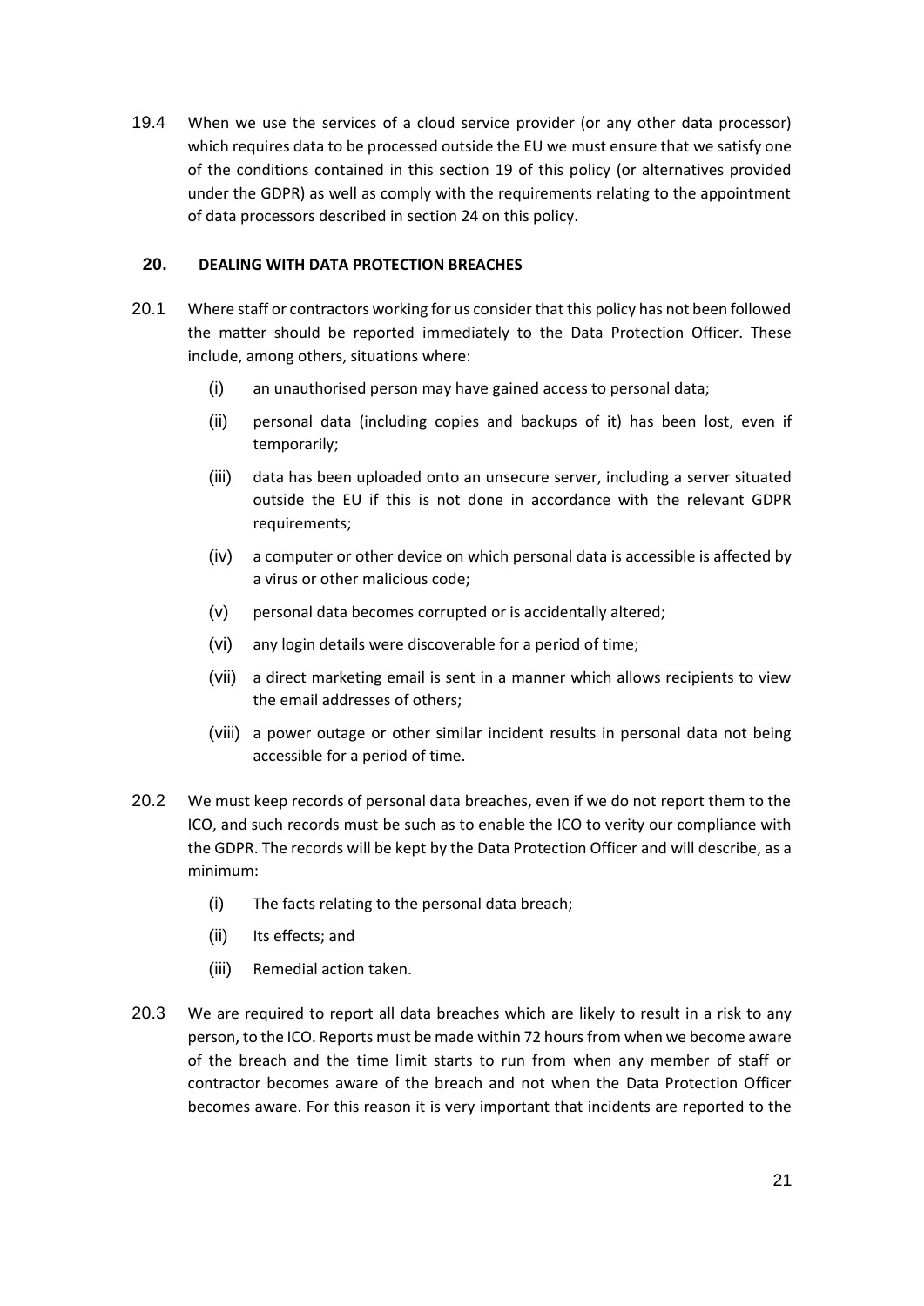19.4 When we use the services of a cloud service provider (or any other data processor) which requires data to be processed outside the EU we must ensure that we satisfy one of the conditions contained in this section 19 of this policy (or alternatives provided under the GDPR) as well as comply with the requirements relating to the appointment of data processors described in section 24 on this policy.

## 20. DEALING WITH DATA PROTECTION BREACHES

20.1 Where staff or contractors working for us consider that this policy has not been followed the matter should be reported immediately to the Data Protection Officer. These include, among others, situations where:

- (i) an unauthorised person may have gained access to personal data;
- (ii) personal data (including copies and backups of it) has been lost, even if temporarily;
- (iii) data has been uploaded onto an unsecure server, including a server situated outside the EU if this is not done in accordance with the relevant GDPR requirements;
- (iv) a computer or other device on which personal data is accessible is affected by a virus or other malicious code;
- (v) personal data becomes corrupted or is accidentally altered;
- (vi) any login details were discoverable for a period of time;
- (vii) a direct marketing email is sent in a manner which allows recipients to view the email addresses of others;
- (viii) a power outage or other similar incident results in personal data not being accessible for a period of time.

20.2 We must keep records of personal data breaches, even if we do not report them to the ICO, and such records must be such as to enable the ICO to verity our compliance with the GDPR. The records will be kept by the Data Protection Officer and will describe, as a minimum:

- (i) The facts relating to the personal data breach;
- (ii) Its effects; and
- (iii) Remedial action taken.

20.3 We are required to report all data breaches which are likely to result in a risk to any person, to the ICO. Reports must be made within 72 hours from when we become aware of the breach and the time limit starts to run from when any member of staff or contractor becomes aware of the breach and not when the Data Protection Officer becomes aware. For this reason it is very important that incidents are reported to the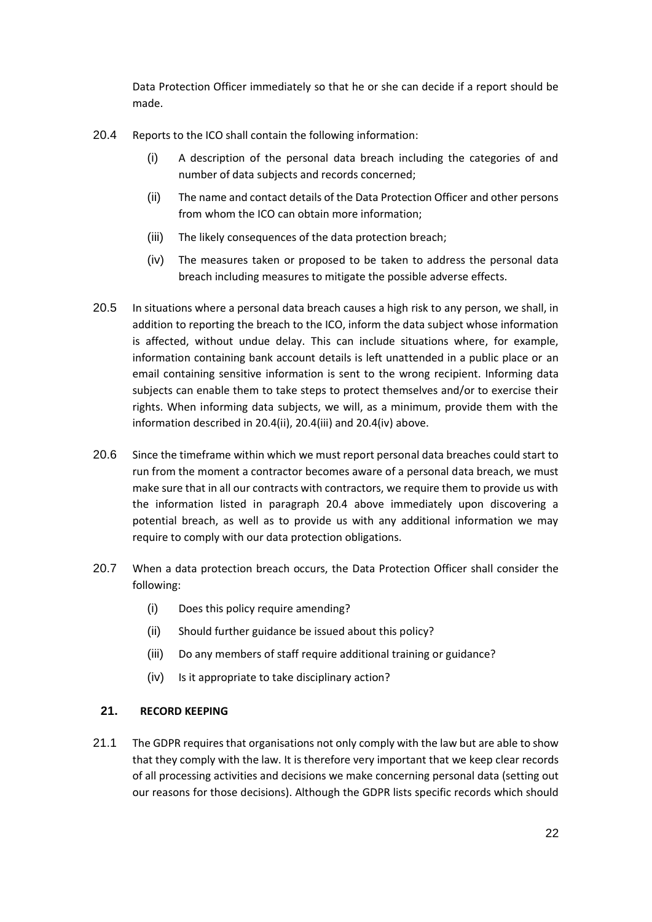Data Protection Officer immediately so that he or she can decide if a report should be made.

20.4 Reports to the ICO shall contain the following information:

(i) A description of the personal data breach including the categories of and number of data subjects and records concerned;

(ii) The name and contact details of the Data Protection Officer and other persons from whom the ICO can obtain more information;

(iii) The likely consequences of the data protection breach;

(iv) The measures taken or proposed to be taken to address the personal data breach including measures to mitigate the possible adverse effects.

20.5 In situations where a personal data breach causes a high risk to any person, we shall, in addition to reporting the breach to the ICO, inform the data subject whose information is affected, without undue delay. This can include situations where, for example, information containing bank account details is left unattended in a public place or an email containing sensitive information is sent to the wrong recipient. Informing data subjects can enable them to take steps to protect themselves and/or to exercise their rights. When informing data subjects, we will, as a minimum, provide them with the information described in 20.4(ii), 20.4(iii) and 20.4(iv) above.

20.6 Since the timeframe within which we must report personal data breaches could start to run from the moment a contractor becomes aware of a personal data breach, we must make sure that in all our contracts with contractors, we require them to provide us with the information listed in paragraph 20.4 above immediately upon discovering a potential breach, as well as to provide us with any additional information we may require to comply with our data protection obligations.

20.7 When a data protection breach occurs, the Data Protection Officer shall consider the following:

(i) Does this policy require amending?

(ii) Should further guidance be issued about this policy?

(iii) Do any members of staff require additional training or guidance?

(iv) Is it appropriate to take disciplinary action?

## 21. RECORD KEEPING

21.1 The GDPR requires that organisations not only comply with the law but are able to show that they comply with the law. It is therefore very important that we keep clear records of all processing activities and decisions we make concerning personal data (setting out our reasons for those decisions). Although the GDPR lists specific records which should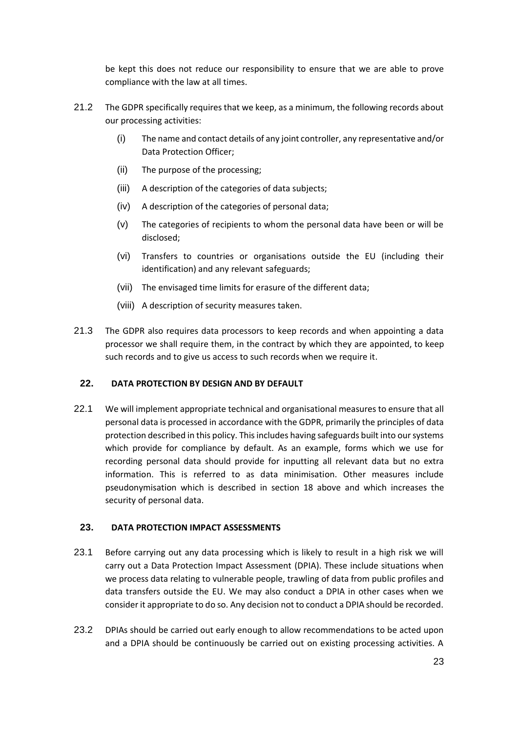be kept this does not reduce our responsibility to ensure that we are able to prove compliance with the law at all times.

21.2 The GDPR specifically requires that we keep, as a minimum, the following records about our processing activities:

(i) The name and contact details of any joint controller, any representative and/or Data Protection Officer;

(ii) The purpose of the processing;

(iii) A description of the categories of data subjects;

(iv) A description of the categories of personal data;

(v) The categories of recipients to whom the personal data have been or will be disclosed;

(vi) Transfers to countries or organisations outside the EU (including their identification) and any relevant safeguards;

(vii) The envisaged time limits for erasure of the different data;

(viii) A description of security measures taken.

21.3 The GDPR also requires data processors to keep records and when appointing a data processor we shall require them, in the contract by which they are appointed, to keep such records and to give us access to such records when we require it.

## 22. DATA PROTECTION BY DESIGN AND BY DEFAULT

22.1 We will implement appropriate technical and organisational measures to ensure that all personal data is processed in accordance with the GDPR, primarily the principles of data protection described in this policy. This includes having safeguards built into our systems which provide for compliance by default. As an example, forms which we use for recording personal data should provide for inputting all relevant data but no extra information. This is referred to as data minimisation. Other measures include pseudonymisation which is described in section 18 above and which increases the security of personal data.

## 23. DATA PROTECTION IMPACT ASSESSMENTS

23.1 Before carrying out any data processing which is likely to result in a high risk we will carry out a Data Protection Impact Assessment (DPIA). These include situations when we process data relating to vulnerable people, trawling of data from public profiles and data transfers outside the EU. We may also conduct a DPIA in other cases when we consider it appropriate to do so. Any decision not to conduct a DPIA should be recorded.

23.2 DPIAs should be carried out early enough to allow recommendations to be acted upon and a DPIA should be continuously be carried out on existing processing activities. A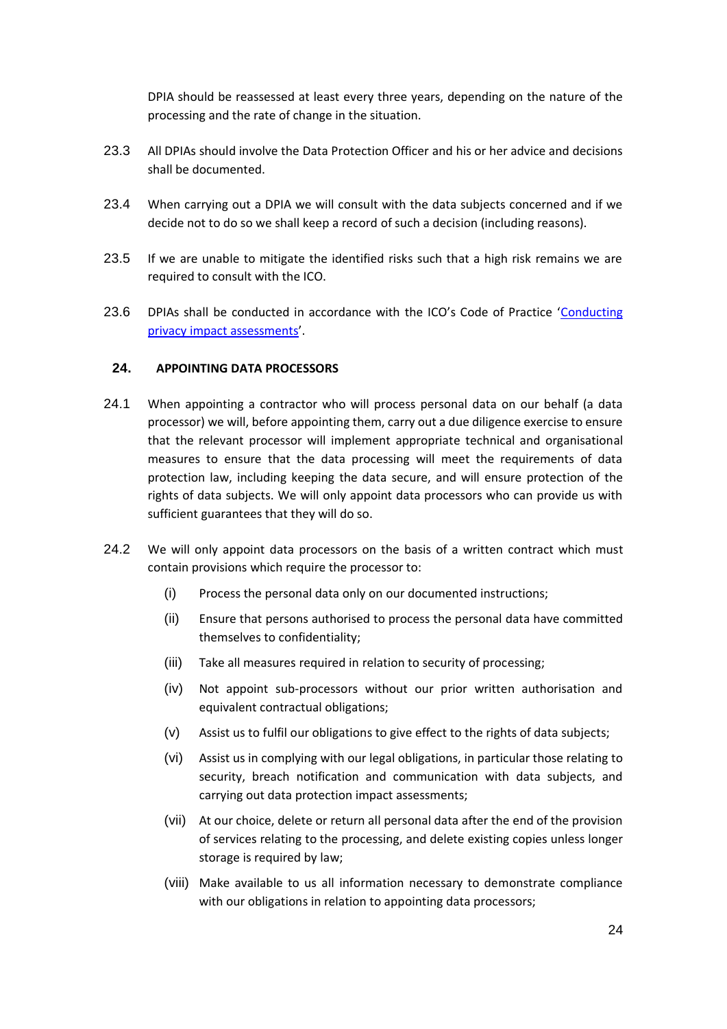DPIA should be reassessed at least every three years, depending on the nature of the processing and the rate of change in the situation.

23.3 All DPIAs should involve the Data Protection Officer and his or her advice and decisions shall be documented.

23.4 When carrying out a DPIA we will consult with the data subjects concerned and if we decide not to do so we shall keep a record of such a decision (including reasons).

23.5 If we are unable to mitigate the identified risks such that a high risk remains we are required to consult with the ICO.

23.6 DPIAs shall be conducted in accordance with the ICO's Code of Practice '[Conducting privacy impact assessments]'.

## 24. APPOINTING DATA PROCESSORS

24.1 When appointing a contractor who will process personal data on our behalf (a data processor) we will, before appointing them, carry out a due diligence exercise to ensure that the relevant processor will implement appropriate technical and organisational measures to ensure that the data processing will meet the requirements of data protection law, including keeping the data secure, and will ensure protection of the rights of data subjects. We will only appoint data processors who can provide us with sufficient guarantees that they will do so.

24.2 We will only appoint data processors on the basis of a written contract which must contain provisions which require the processor to:

(i) Process the personal data only on our documented instructions;

(ii) Ensure that persons authorised to process the personal data have committed themselves to confidentiality;

(iii) Take all measures required in relation to security of processing;

(iv) Not appoint sub-processors without our prior written authorisation and equivalent contractual obligations;

(v) Assist us to fulfil our obligations to give effect to the rights of data subjects;

(vi) Assist us in complying with our legal obligations, in particular those relating to security, breach notification and communication with data subjects, and carrying out data protection impact assessments;

(vii) At our choice, delete or return all personal data after the end of the provision of services relating to the processing, and delete existing copies unless longer storage is required by law;

(viii) Make available to us all information necessary to demonstrate compliance with our obligations in relation to appointing data processors;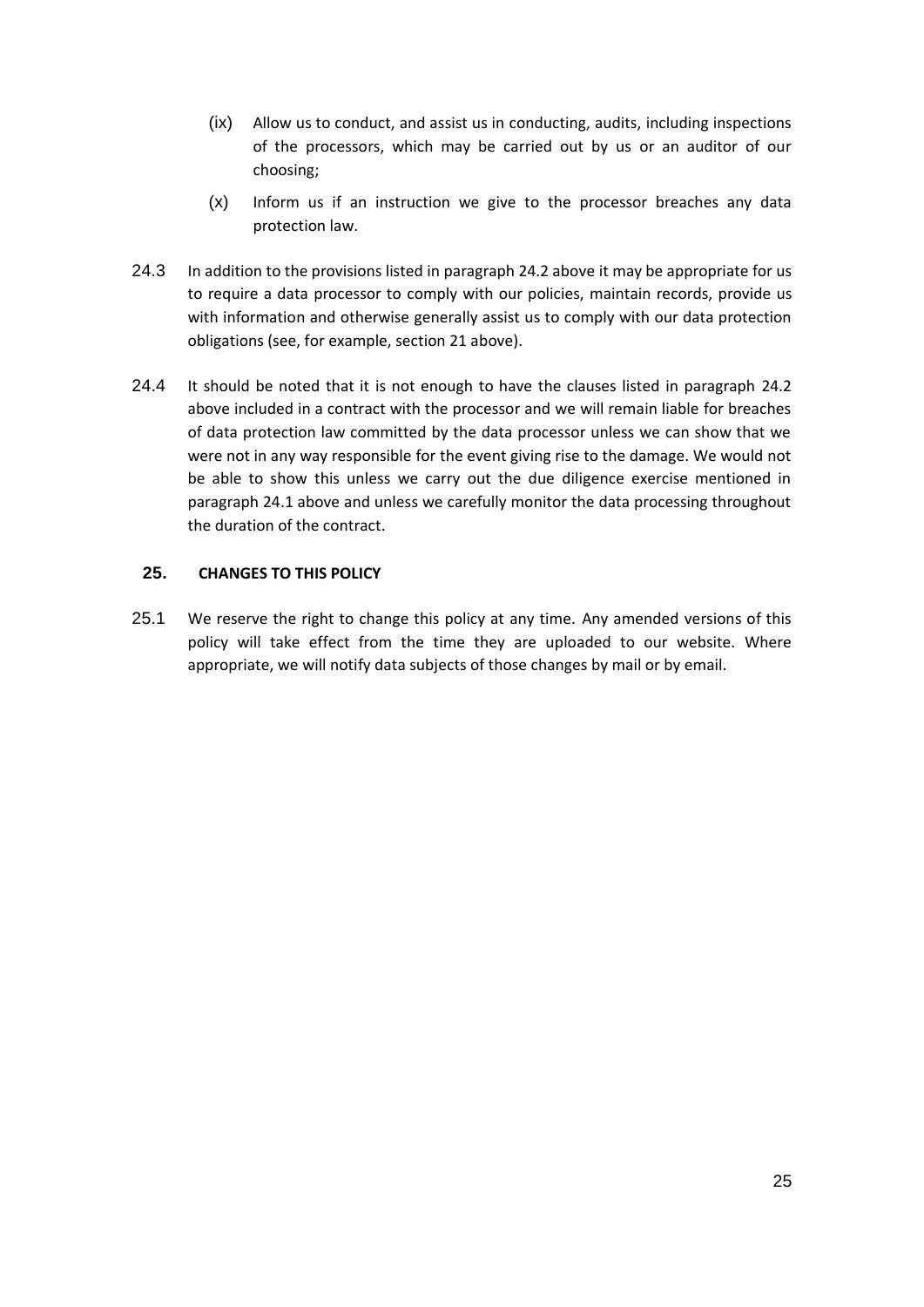(ix) Allow us to conduct, and assist us in conducting, audits, including inspections of the processors, which may be carried out by us or an auditor of our choosing;

(x) Inform us if an instruction we give to the processor breaches any data protection law.

24.3 In addition to the provisions listed in paragraph 24.2 above it may be appropriate for us to require a data processor to comply with our policies, maintain records, provide us with information and otherwise generally assist us to comply with our data protection obligations (see, for example, section 21 above).

24.4 It should be noted that it is not enough to have the clauses listed in paragraph 24.2 above included in a contract with the processor and we will remain liable for breaches of data protection law committed by the data processor unless we can show that we were not in any way responsible for the event giving rise to the damage. We would not be able to show this unless we carry out the due diligence exercise mentioned in paragraph 24.1 above and unless we carefully monitor the data processing throughout the duration of the contract.

## 25. CHANGES TO THIS POLICY

25.1 We reserve the right to change this policy at any time. Any amended versions of this policy will take effect from the time they are uploaded to our website. Where appropriate, we will notify data subjects of those changes by mail or by email.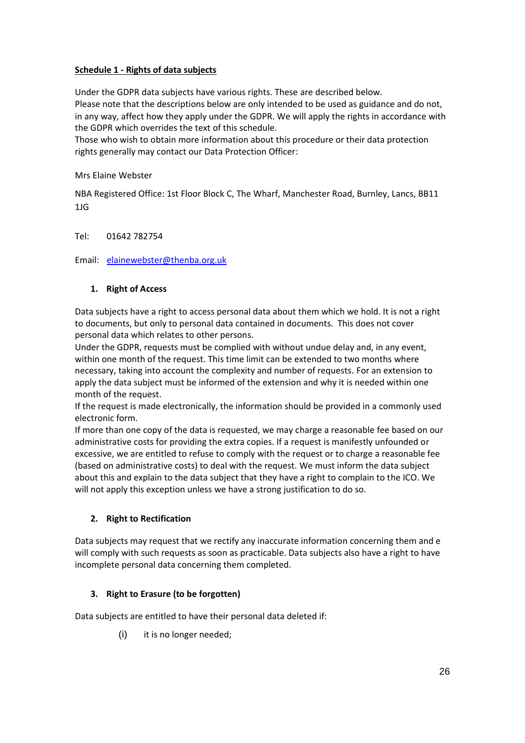**Schedule 1 - Rights of data subjects**

Under the GDPR data subjects have various rights. These are described below.
Please note that the descriptions below are only intended to be used as guidance and do not, in any way, affect how they apply under the GDPR. We will apply the rights in accordance with the GDPR which overrides the text of this schedule.
Those who wish to obtain more information about this procedure or their data protection rights generally may contact our Data Protection Officer:

Mrs Elaine Webster

NBA Registered Office: 1st Floor Block C, The Wharf, Manchester Road, Burnley, Lancs, BB11 1JG

Tel: 01642 782754

Email: [elainewebster@thenba.org.uk](mailto:elainewebster@thenba.org.uk)

1. **Right of Access**

Data subjects have a right to access personal data about them which we hold. It is not a right to documents, but only to personal data contained in documents. This does not cover personal data which relates to other persons.
Under the GDPR, requests must be complied with without undue delay and, in any event, within one month of the request. This time limit can be extended to two months where necessary, taking into account the complexity and number of requests. For an extension to apply the data subject must be informed of the extension and why it is needed within one month of the request.
If the request is made electronically, the information should be provided in a commonly used electronic form.
If more than one copy of the data is requested, we may charge a reasonable fee based on our administrative costs for providing the extra copies. If a request is manifestly unfounded or excessive, we are entitled to refuse to comply with the request or to charge a reasonable fee (based on administrative costs) to deal with the request. We must inform the data subject about this and explain to the data subject that they have a right to complain to the ICO. We will not apply this exception unless we have a strong justification to do so.

2. **Right to Rectification**

Data subjects may request that we rectify any inaccurate information concerning them and e will comply with such requests as soon as practicable. Data subjects also have a right to have incomplete personal data concerning them completed.

3. **Right to Erasure (to be forgotten)**

Data subjects are entitled to have their personal data deleted if:

(i) it is no longer needed;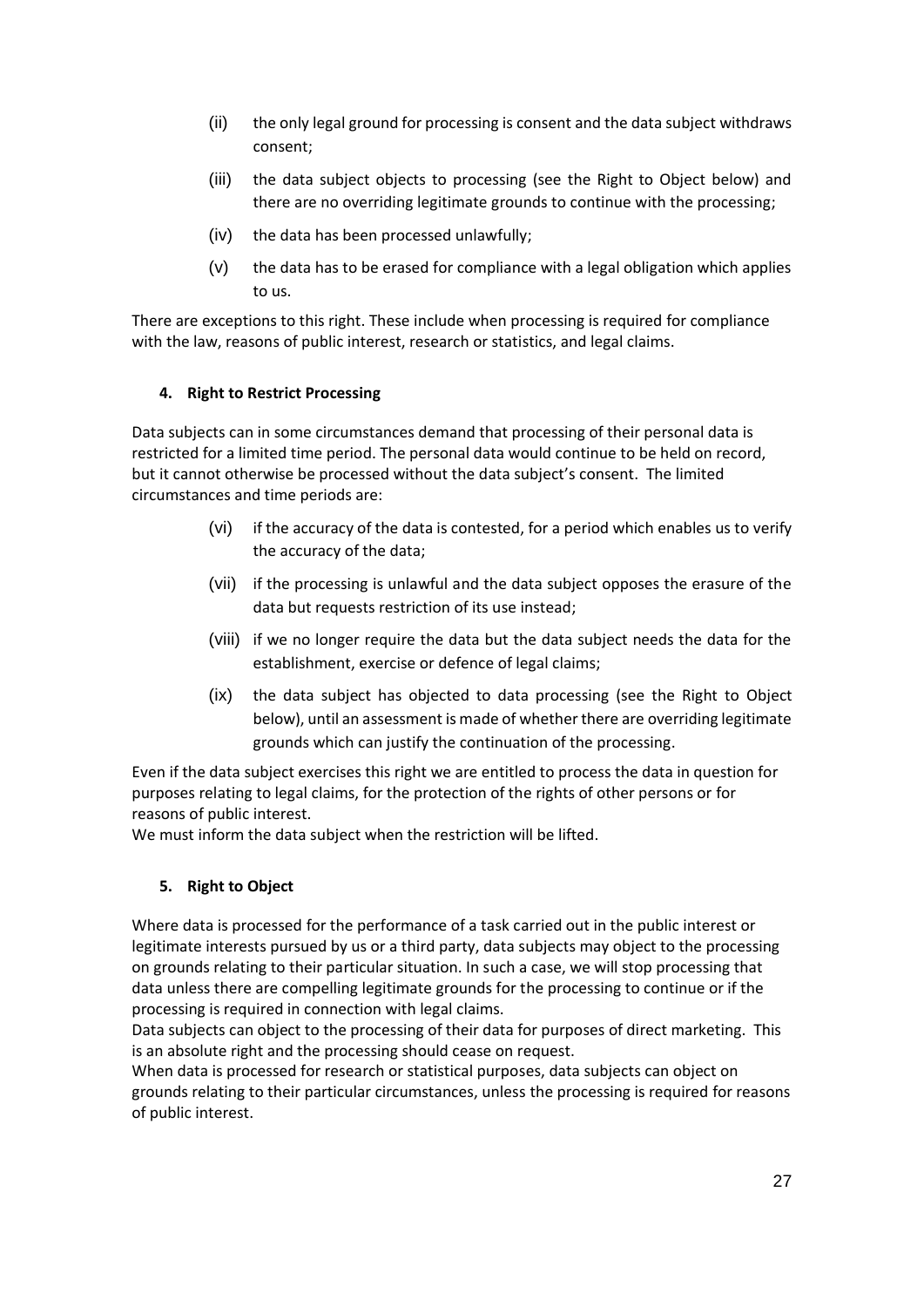(ii) the only legal ground for processing is consent and the data subject withdraws consent;

(iii) the data subject objects to processing (see the Right to Object below) and there are no overriding legitimate grounds to continue with the processing;

(iv) the data has been processed unlawfully;

(v) the data has to be erased for compliance with a legal obligation which applies to us.

There are exceptions to this right. These include when processing is required for compliance with the law, reasons of public interest, research or statistics, and legal claims.

**4. Right to Restrict Processing**

Data subjects can in some circumstances demand that processing of their personal data is restricted for a limited time period. The personal data would continue to be held on record, but it cannot otherwise be processed without the data subject's consent. The limited circumstances and time periods are:

(vi) if the accuracy of the data is contested, for a period which enables us to verify the accuracy of the data;

(vii) if the processing is unlawful and the data subject opposes the erasure of the data but requests restriction of its use instead;

(viii) if we no longer require the data but the data subject needs the data for the establishment, exercise or defence of legal claims;

(ix) the data subject has objected to data processing (see the Right to Object below), until an assessment is made of whether there are overriding legitimate grounds which can justify the continuation of the processing.

Even if the data subject exercises this right we are entitled to process the data in question for purposes relating to legal claims, for the protection of the rights of other persons or for reasons of public interest.
We must inform the data subject when the restriction will be lifted.

**5. Right to Object**

Where data is processed for the performance of a task carried out in the public interest or legitimate interests pursued by us or a third party, data subjects may object to the processing on grounds relating to their particular situation. In such a case, we will stop processing that data unless there are compelling legitimate grounds for the processing to continue or if the processing is required in connection with legal claims.
Data subjects can object to the processing of their data for purposes of direct marketing. This is an absolute right and the processing should cease on request.
When data is processed for research or statistical purposes, data subjects can object on grounds relating to their particular circumstances, unless the processing is required for reasons of public interest.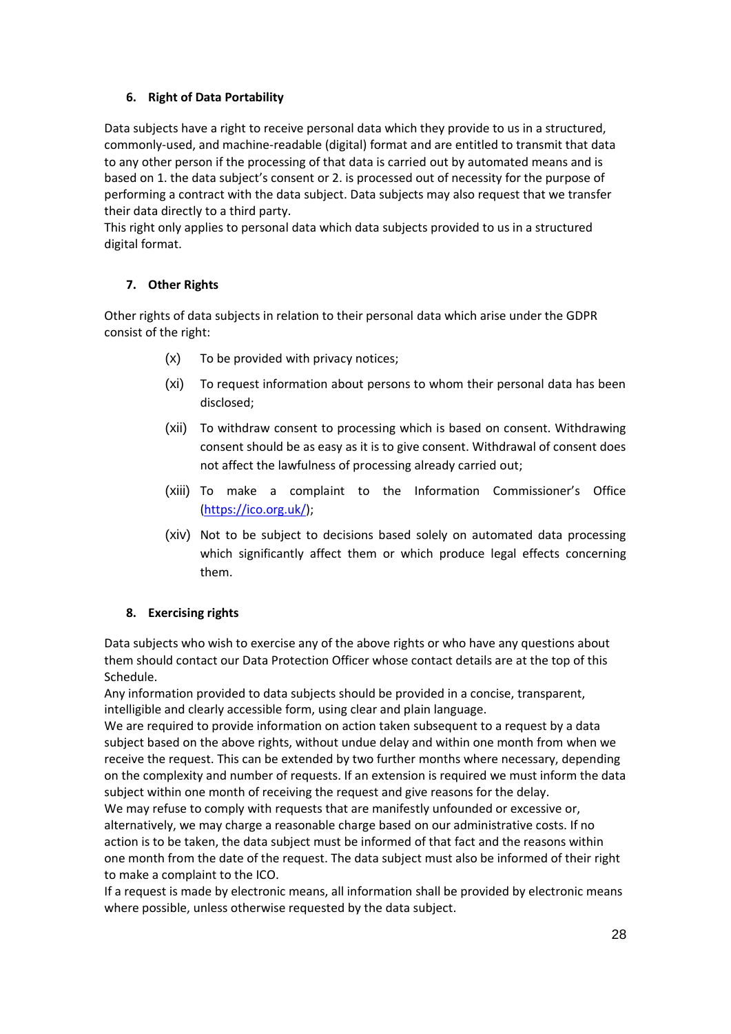### 6. Right of Data Portability

Data subjects have a right to receive personal data which they provide to us in a structured, commonly-used, and machine-readable (digital) format and are entitled to transmit that data to any other person if the processing of that data is carried out by automated means and is based on 1. the data subject's consent or 2. is processed out of necessity for the purpose of performing a contract with the data subject. Data subjects may also request that we transfer their data directly to a third party.
This right only applies to personal data which data subjects provided to us in a structured digital format.

### 7. Other Rights

Other rights of data subjects in relation to their personal data which arise under the GDPR consist of the right:

(x) To be provided with privacy notices;

(xi) To request information about persons to whom their personal data has been disclosed;

(xii) To withdraw consent to processing which is based on consent. Withdrawing consent should be as easy as it is to give consent. Withdrawal of consent does not affect the lawfulness of processing already carried out;

(xiii) To make a complaint to the Information Commissioner's Office (https://ico.org.uk/);

(xiv) Not to be subject to decisions based solely on automated data processing which significantly affect them or which produce legal effects concerning them.

### 8. Exercising rights

Data subjects who wish to exercise any of the above rights or who have any questions about them should contact our Data Protection Officer whose contact details are at the top of this Schedule.
Any information provided to data subjects should be provided in a concise, transparent, intelligible and clearly accessible form, using clear and plain language.
We are required to provide information on action taken subsequent to a request by a data subject based on the above rights, without undue delay and within one month from when we receive the request. This can be extended by two further months where necessary, depending on the complexity and number of requests. If an extension is required we must inform the data subject within one month of receiving the request and give reasons for the delay.
We may refuse to comply with requests that are manifestly unfounded or excessive or, alternatively, we may charge a reasonable charge based on our administrative costs. If no action is to be taken, the data subject must be informed of that fact and the reasons within one month from the date of the request. The data subject must also be informed of their right to make a complaint to the ICO.
If a request is made by electronic means, all information shall be provided by electronic means where possible, unless otherwise requested by the data subject.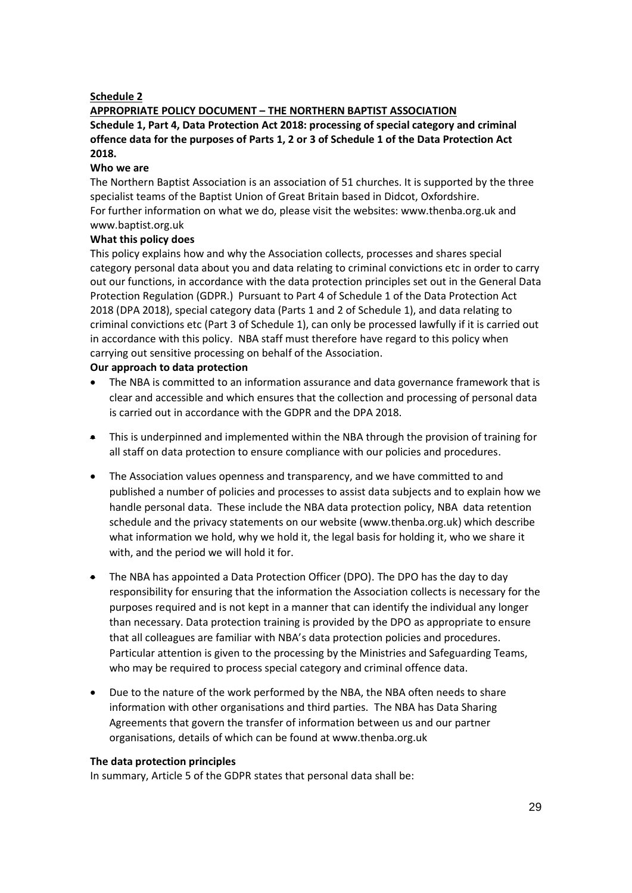**Schedule 2**

**APPROPRIATE POLICY DOCUMENT – THE NORTHERN BAPTIST ASSOCIATION**

**Schedule 1, Part 4, Data Protection Act 2018: processing of special category and criminal offence data for the purposes of Parts 1, 2 or 3 of Schedule 1 of the Data Protection Act 2018.**

**Who we are**

The Northern Baptist Association is an association of 51 churches. It is supported by the three specialist teams of the Baptist Union of Great Britain based in Didcot, Oxfordshire.
For further information on what we do, please visit the websites: www.thenba.org.uk and www.baptist.org.uk

**What this policy does**

This policy explains how and why the Association collects, processes and shares special category personal data about you and data relating to criminal convictions etc in order to carry out our functions, in accordance with the data protection principles set out in the General Data Protection Regulation (GDPR.) Pursuant to Part 4 of Schedule 1 of the Data Protection Act 2018 (DPA 2018), special category data (Parts 1 and 2 of Schedule 1), and data relating to criminal convictions etc (Part 3 of Schedule 1), can only be processed lawfully if it is carried out in accordance with this policy. NBA staff must therefore have regard to this policy when carrying out sensitive processing on behalf of the Association.

**Our approach to data protection**

- The NBA is committed to an information assurance and data governance framework that is clear and accessible and which ensures that the collection and processing of personal data is carried out in accordance with the GDPR and the DPA 2018.
- This is underpinned and implemented within the NBA through the provision of training for all staff on data protection to ensure compliance with our policies and procedures.
- The Association values openness and transparency, and we have committed to and published a number of policies and processes to assist data subjects and to explain how we handle personal data. These include the NBA data protection policy, NBA data retention schedule and the privacy statements on our website (www.thenba.org.uk) which describe what information we hold, why we hold it, the legal basis for holding it, who we share it with, and the period we will hold it for.
- The NBA has appointed a Data Protection Officer (DPO). The DPO has the day to day responsibility for ensuring that the information the Association collects is necessary for the purposes required and is not kept in a manner that can identify the individual any longer than necessary. Data protection training is provided by the DPO as appropriate to ensure that all colleagues are familiar with NBA's data protection policies and procedures. Particular attention is given to the processing by the Ministries and Safeguarding Teams, who may be required to process special category and criminal offence data.
- Due to the nature of the work performed by the NBA, the NBA often needs to share information with other organisations and third parties. The NBA has Data Sharing Agreements that govern the transfer of information between us and our partner organisations, details of which can be found at www.thenba.org.uk

**The data protection principles**

In summary, Article 5 of the GDPR states that personal data shall be: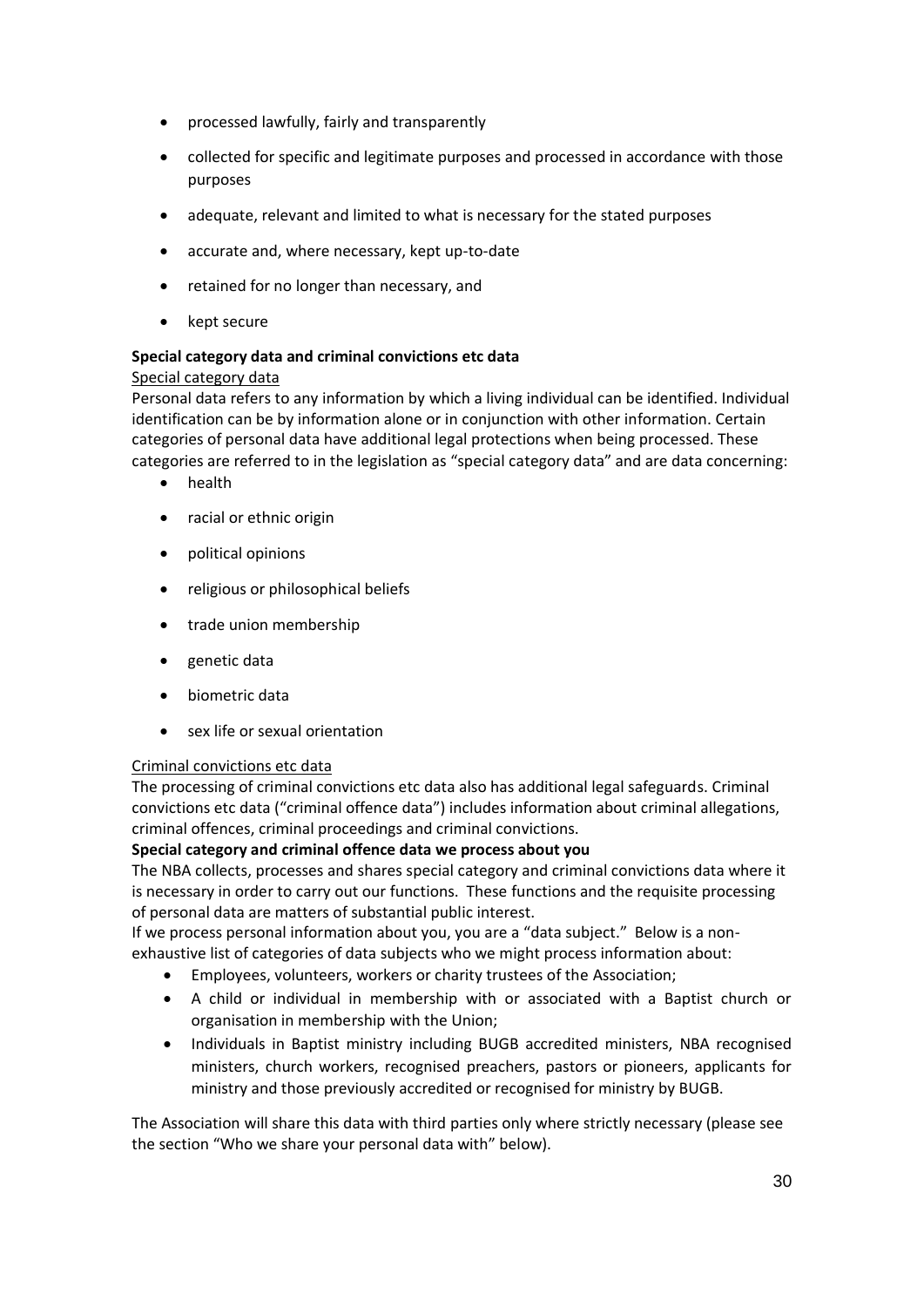- processed lawfully, fairly and transparently
- collected for specific and legitimate purposes and processed in accordance with those purposes
- adequate, relevant and limited to what is necessary for the stated purposes
- accurate and, where necessary, kept up-to-date
- retained for no longer than necessary, and
- kept secure

**Special category data and criminal convictions etc data**

<u>Special category data</u>

Personal data refers to any information by which a living individual can be identified. Individual identification can be by information alone or in conjunction with other information. Certain categories of personal data have additional legal protections when being processed. These categories are referred to in the legislation as "special category data" and are data concerning:

- health
- racial or ethnic origin
- political opinions
- religious or philosophical beliefs
- trade union membership
- genetic data
- biometric data
- sex life or sexual orientation

<u>Criminal convictions etc data</u>

The processing of criminal convictions etc data also has additional legal safeguards. Criminal convictions etc data ("criminal offence data") includes information about criminal allegations, criminal offences, criminal proceedings and criminal convictions.

**Special category and criminal offence data we process about you**

The NBA collects, processes and shares special category and criminal convictions data where it is necessary in order to carry out our functions. These functions and the requisite processing of personal data are matters of substantial public interest.

If we process personal information about you, you are a "data subject." Below is a non-exhaustive list of categories of data subjects who we might process information about:

- Employees, volunteers, workers or charity trustees of the Association;
- A child or individual in membership with or associated with a Baptist church or organisation in membership with the Union;
- Individuals in Baptist ministry including BUGB accredited ministers, NBA recognised ministers, church workers, recognised preachers, pastors or pioneers, applicants for ministry and those previously accredited or recognised for ministry by BUGB.

The Association will share this data with third parties only where strictly necessary (please see the section "Who we share your personal data with" below).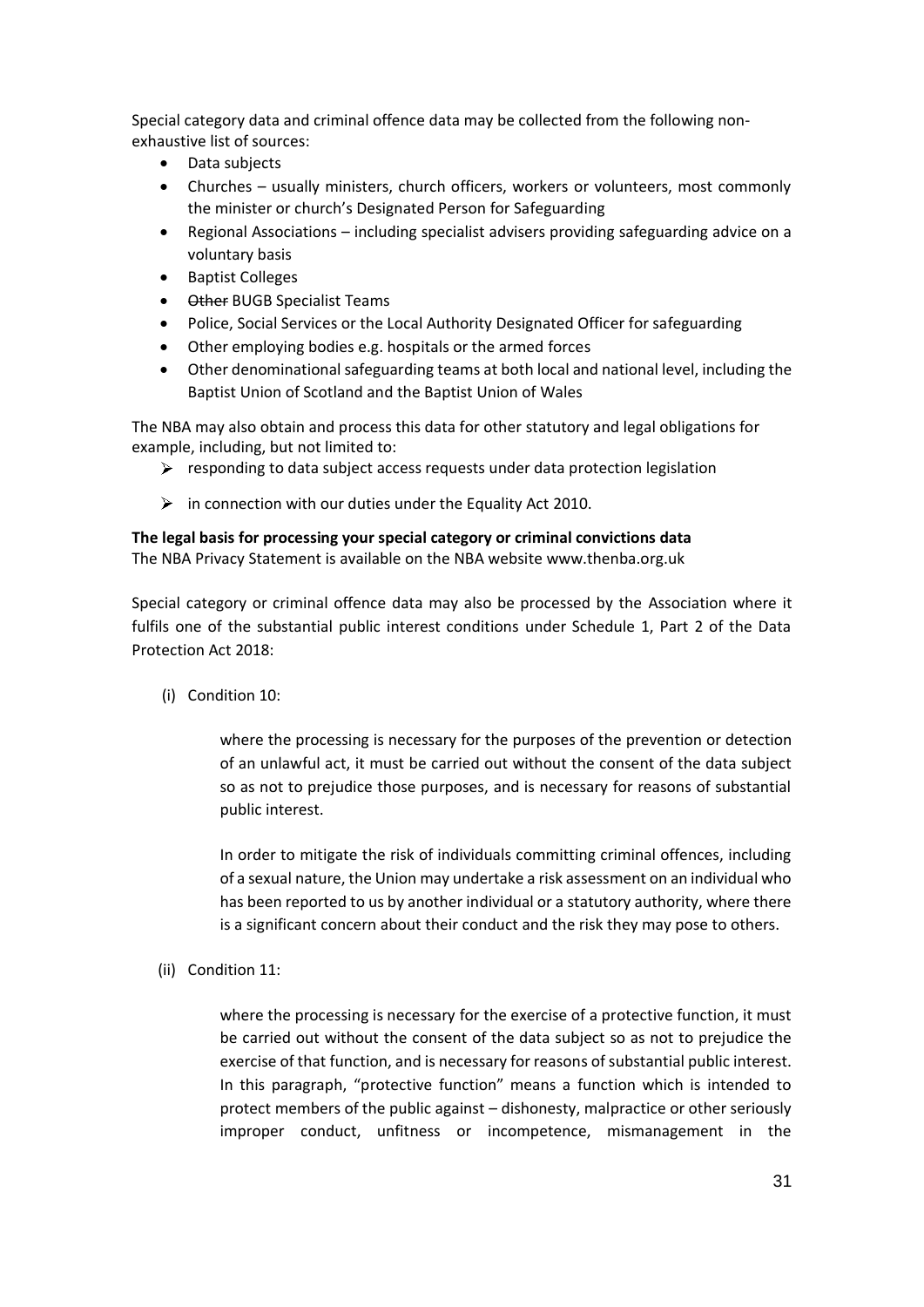Special category data and criminal offence data may be collected from the following non-exhaustive list of sources:

- Data subjects
- Churches – usually ministers, church officers, workers or volunteers, most commonly the minister or church's Designated Person for Safeguarding
- Regional Associations – including specialist advisers providing safeguarding advice on a voluntary basis
- Baptist Colleges
- ~~Other~~ BUGB Specialist Teams
- Police, Social Services or the Local Authority Designated Officer for safeguarding
- Other employing bodies e.g. hospitals or the armed forces
- Other denominational safeguarding teams at both local and national level, including the Baptist Union of Scotland and the Baptist Union of Wales

The NBA may also obtain and process this data for other statutory and legal obligations for example, including, but not limited to:

- responding to data subject access requests under data protection legislation
- in connection with our duties under the Equality Act 2010.

**The legal basis for processing your special category or criminal convictions data**
The NBA Privacy Statement is available on the NBA website www.thenba.org.uk

Special category or criminal offence data may also be processed by the Association where it fulfils one of the substantial public interest conditions under Schedule 1, Part 2 of the Data Protection Act 2018:

(i) Condition 10:

> where the processing is necessary for the purposes of the prevention or detection of an unlawful act, it must be carried out without the consent of the data subject so as not to prejudice those purposes, and is necessary for reasons of substantial public interest.
>
> In order to mitigate the risk of individuals committing criminal offences, including of a sexual nature, the Union may undertake a risk assessment on an individual who has been reported to us by another individual or a statutory authority, where there is a significant concern about their conduct and the risk they may pose to others.

(ii) Condition 11:

> where the processing is necessary for the exercise of a protective function, it must be carried out without the consent of the data subject so as not to prejudice the exercise of that function, and is necessary for reasons of substantial public interest. In this paragraph, "protective function" means a function which is intended to protect members of the public against – dishonesty, malpractice or other seriously improper conduct, unfitness or incompetence, mismanagement in the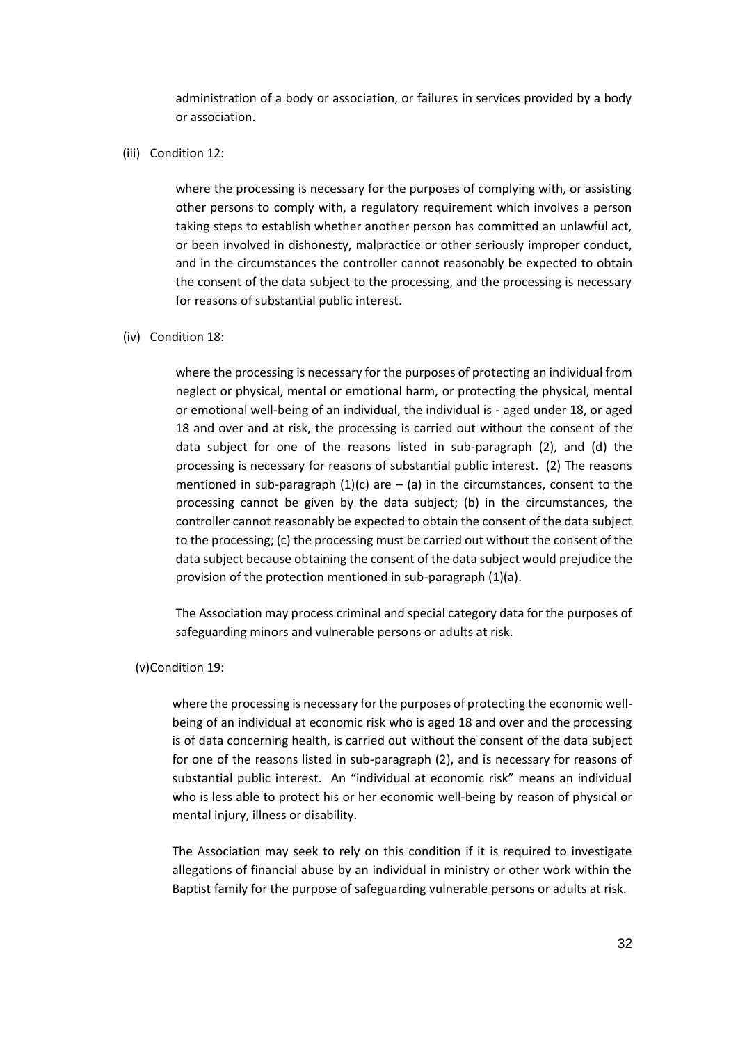administration of a body or association, or failures in services provided by a body or association.

(iii) Condition 12:

where the processing is necessary for the purposes of complying with, or assisting other persons to comply with, a regulatory requirement which involves a person taking steps to establish whether another person has committed an unlawful act, or been involved in dishonesty, malpractice or other seriously improper conduct, and in the circumstances the controller cannot reasonably be expected to obtain the consent of the data subject to the processing, and the processing is necessary for reasons of substantial public interest.

(iv) Condition 18:

where the processing is necessary for the purposes of protecting an individual from neglect or physical, mental or emotional harm, or protecting the physical, mental or emotional well-being of an individual, the individual is - aged under 18, or aged 18 and over and at risk, the processing is carried out without the consent of the data subject for one of the reasons listed in sub-paragraph (2), and (d) the processing is necessary for reasons of substantial public interest. (2) The reasons mentioned in sub-paragraph (1)(c) are – (a) in the circumstances, consent to the processing cannot be given by the data subject; (b) in the circumstances, the controller cannot reasonably be expected to obtain the consent of the data subject to the processing; (c) the processing must be carried out without the consent of the data subject because obtaining the consent of the data subject would prejudice the provision of the protection mentioned in sub-paragraph (1)(a).

The Association may process criminal and special category data for the purposes of safeguarding minors and vulnerable persons or adults at risk.

(v) Condition 19:

where the processing is necessary for the purposes of protecting the economic well-being of an individual at economic risk who is aged 18 and over and the processing is of data concerning health, is carried out without the consent of the data subject for one of the reasons listed in sub-paragraph (2), and is necessary for reasons of substantial public interest. An "individual at economic risk" means an individual who is less able to protect his or her economic well-being by reason of physical or mental injury, illness or disability.

The Association may seek to rely on this condition if it is required to investigate allegations of financial abuse by an individual in ministry or other work within the Baptist family for the purpose of safeguarding vulnerable persons or adults at risk.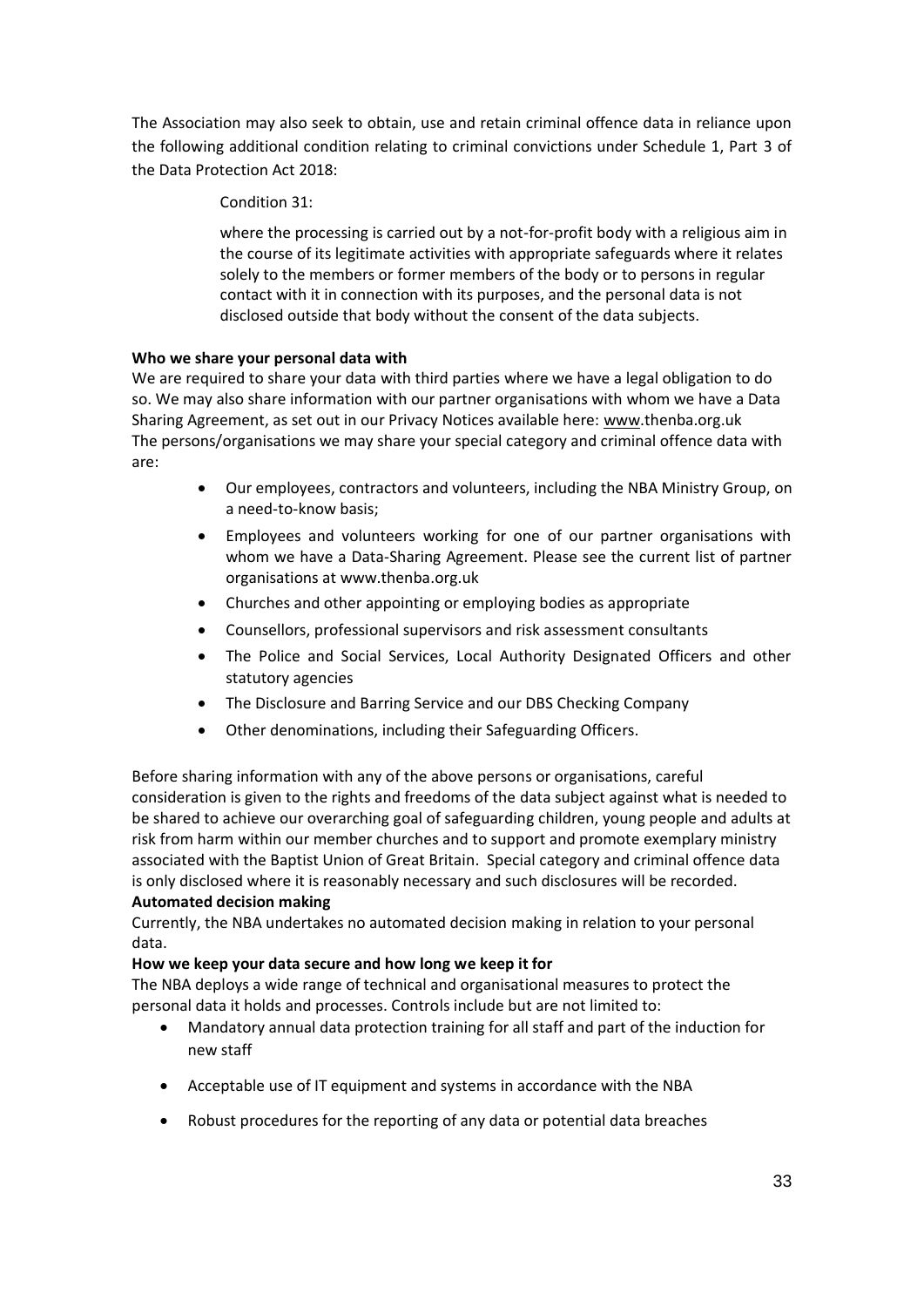The Association may also seek to obtain, use and retain criminal offence data in reliance upon the following additional condition relating to criminal convictions under Schedule 1, Part 3 of the Data Protection Act 2018:

> Condition 31:
>
> where the processing is carried out by a not-for-profit body with a religious aim in the course of its legitimate activities with appropriate safeguards where it relates solely to the members or former members of the body or to persons in regular contact with it in connection with its purposes, and the personal data is not disclosed outside that body without the consent of the data subjects.

**Who we share your personal data with**

We are required to share your data with third parties where we have a legal obligation to do so. We may also share information with our partner organisations with whom we have a Data Sharing Agreement, as set out in our Privacy Notices available here: www.thenba.org.uk
The persons/organisations we may share your special category and criminal offence data with are:

- Our employees, contractors and volunteers, including the NBA Ministry Group, on a need-to-know basis;
- Employees and volunteers working for one of our partner organisations with whom we have a Data-Sharing Agreement. Please see the current list of partner organisations at www.thenba.org.uk
- Churches and other appointing or employing bodies as appropriate
- Counsellors, professional supervisors and risk assessment consultants
- The Police and Social Services, Local Authority Designated Officers and other statutory agencies
- The Disclosure and Barring Service and our DBS Checking Company
- Other denominations, including their Safeguarding Officers.

Before sharing information with any of the above persons or organisations, careful consideration is given to the rights and freedoms of the data subject against what is needed to be shared to achieve our overarching goal of safeguarding children, young people and adults at risk from harm within our member churches and to support and promote exemplary ministry associated with the Baptist Union of Great Britain. Special category and criminal offence data is only disclosed where it is reasonably necessary and such disclosures will be recorded.

**Automated decision making**

Currently, the NBA undertakes no automated decision making in relation to your personal data.

**How we keep your data secure and how long we keep it for**

The NBA deploys a wide range of technical and organisational measures to protect the personal data it holds and processes. Controls include but are not limited to:

- Mandatory annual data protection training for all staff and part of the induction for new staff
- Acceptable use of IT equipment and systems in accordance with the NBA
- Robust procedures for the reporting of any data or potential data breaches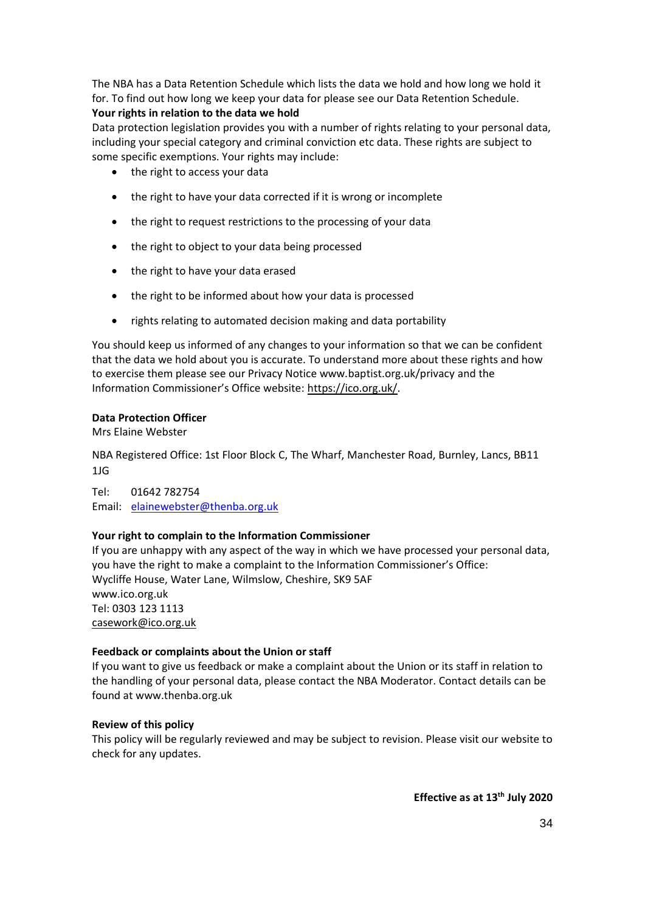The NBA has a Data Retention Schedule which lists the data we hold and how long we hold it for. To find out how long we keep your data for please see our Data Retention Schedule.

**Your rights in relation to the data we hold**

Data protection legislation provides you with a number of rights relating to your personal data, including your special category and criminal conviction etc data. These rights are subject to some specific exemptions. Your rights may include:

- the right to access your data
- the right to have your data corrected if it is wrong or incomplete
- the right to request restrictions to the processing of your data
- the right to object to your data being processed
- the right to have your data erased
- the right to be informed about how your data is processed
- rights relating to automated decision making and data portability

You should keep us informed of any changes to your information so that we can be confident that the data we hold about you is accurate. To understand more about these rights and how to exercise them please see our Privacy Notice www.baptist.org.uk/privacy and the Information Commissioner's Office website: https://ico.org.uk/.

**Data Protection Officer**

Mrs Elaine Webster

NBA Registered Office: 1st Floor Block C, The Wharf, Manchester Road, Burnley, Lancs, BB11 1JG

Tel: 01642 782754
Email: elainewebster@thenba.org.uk

**Your right to complain to the Information Commissioner**

If you are unhappy with any aspect of the way in which we have processed your personal data, you have the right to make a complaint to the Information Commissioner's Office:
Wycliffe House, Water Lane, Wilmslow, Cheshire, SK9 5AF
www.ico.org.uk
Tel: 0303 123 1113
casework@ico.org.uk

**Feedback or complaints about the Union or staff**

If you want to give us feedback or make a complaint about the Union or its staff in relation to the handling of your personal data, please contact the NBA Moderator. Contact details can be found at www.thenba.org.uk

**Review of this policy**

This policy will be regularly reviewed and may be subject to revision. Please visit our website to check for any updates.

**Effective as at 13th July 2020**